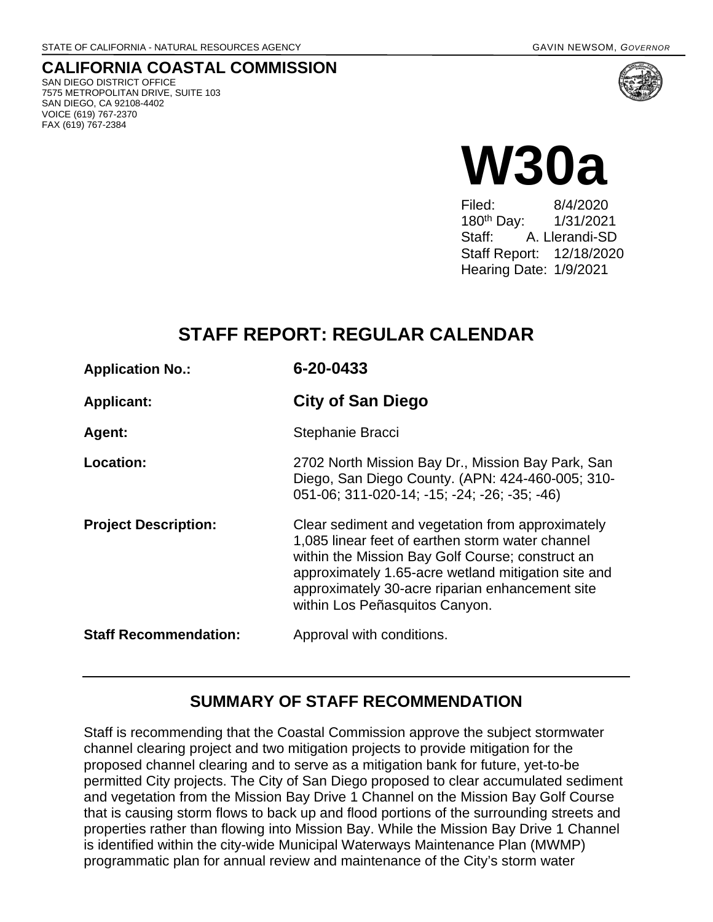STATE OF CALIFORNIA - NATURAL RESOURCES AGENCY GAVIN NEWSOM, *GOVERNOR*

**CALIFORNIA COASTAL COMMISSION**
SAN DIEGO DISTRICT OFFICE
7575 METROPOLITAN DRIVE, SUITE 103
SAN DIEGO, CA 92108-4402
VOICE (619) 767-2370
FAX (619) 767-2384

# W30a

Filed: 8/4/2020
180th Day: 1/31/2021
Staff: A. Llerandi-SD
Staff Report: 12/18/2020
Hearing Date: 1/9/2021

## STAFF REPORT: REGULAR CALENDAR

**Application No.:** **6-20-0433**

**Applicant:** **City of San Diego**

**Agent:** Stephanie Bracci

**Location:** 2702 North Mission Bay Dr., Mission Bay Park, San Diego, San Diego County. (APN: 424-460-005; 310-051-06; 311-020-14; -15; -24; -26; -35; -46)

**Project Description:** Clear sediment and vegetation from approximately 1,085 linear feet of earthen storm water channel within the Mission Bay Golf Course; construct an approximately 1.65-acre wetland mitigation site and approximately 30-acre riparian enhancement site within Los Peñasquitos Canyon.

**Staff Recommendation:** Approval with conditions.

---

## SUMMARY OF STAFF RECOMMENDATION

Staff is recommending that the Coastal Commission approve the subject stormwater channel clearing project and two mitigation projects to provide mitigation for the proposed channel clearing and to serve as a mitigation bank for future, yet-to-be permitted City projects. The City of San Diego proposed to clear accumulated sediment and vegetation from the Mission Bay Drive 1 Channel on the Mission Bay Golf Course that is causing storm flows to back up and flood portions of the surrounding streets and properties rather than flowing into Mission Bay. While the Mission Bay Drive 1 Channel is identified within the city-wide Municipal Waterways Maintenance Plan (MWMP) programmatic plan for annual review and maintenance of the City's storm water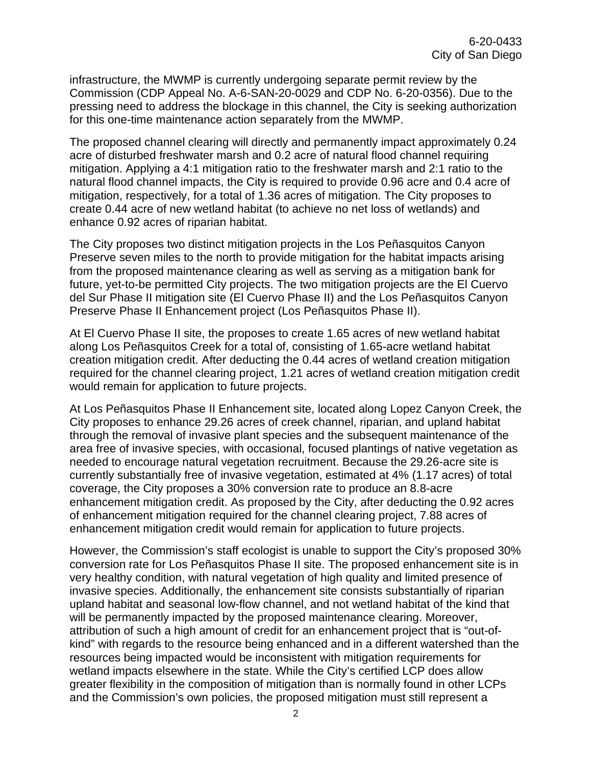infrastructure, the MWMP is currently undergoing separate permit review by the Commission (CDP Appeal No. A-6-SAN-20-0029 and CDP No. 6-20-0356). Due to the pressing need to address the blockage in this channel, the City is seeking authorization for this one-time maintenance action separately from the MWMP.

The proposed channel clearing will directly and permanently impact approximately 0.24 acre of disturbed freshwater marsh and 0.2 acre of natural flood channel requiring mitigation. Applying a 4:1 mitigation ratio to the freshwater marsh and 2:1 ratio to the natural flood channel impacts, the City is required to provide 0.96 acre and 0.4 acre of mitigation, respectively, for a total of 1.36 acres of mitigation. The City proposes to create 0.44 acre of new wetland habitat (to achieve no net loss of wetlands) and enhance 0.92 acres of riparian habitat.

The City proposes two distinct mitigation projects in the Los Peñasquitos Canyon Preserve seven miles to the north to provide mitigation for the habitat impacts arising from the proposed maintenance clearing as well as serving as a mitigation bank for future, yet-to-be permitted City projects. The two mitigation projects are the El Cuervo del Sur Phase II mitigation site (El Cuervo Phase II) and the Los Peñasquitos Canyon Preserve Phase II Enhancement project (Los Peñasquitos Phase II).

At El Cuervo Phase II site, the proposes to create 1.65 acres of new wetland habitat along Los Peñasquitos Creek for a total of, consisting of 1.65-acre wetland habitat creation mitigation credit. After deducting the 0.44 acres of wetland creation mitigation required for the channel clearing project, 1.21 acres of wetland creation mitigation credit would remain for application to future projects.

At Los Peñasquitos Phase II Enhancement site, located along Lopez Canyon Creek, the City proposes to enhance 29.26 acres of creek channel, riparian, and upland habitat through the removal of invasive plant species and the subsequent maintenance of the area free of invasive species, with occasional, focused plantings of native vegetation as needed to encourage natural vegetation recruitment. Because the 29.26-acre site is currently substantially free of invasive vegetation, estimated at 4% (1.17 acres) of total coverage, the City proposes a 30% conversion rate to produce an 8.8-acre enhancement mitigation credit. As proposed by the City, after deducting the 0.92 acres of enhancement mitigation required for the channel clearing project, 7.88 acres of enhancement mitigation credit would remain for application to future projects.

However, the Commission's staff ecologist is unable to support the City's proposed 30% conversion rate for Los Peñasquitos Phase II site. The proposed enhancement site is in very healthy condition, with natural vegetation of high quality and limited presence of invasive species. Additionally, the enhancement site consists substantially of riparian upland habitat and seasonal low-flow channel, and not wetland habitat of the kind that will be permanently impacted by the proposed maintenance clearing. Moreover, attribution of such a high amount of credit for an enhancement project that is "out-of-kind" with regards to the resource being enhanced and in a different watershed than the resources being impacted would be inconsistent with mitigation requirements for wetland impacts elsewhere in the state. While the City's certified LCP does allow greater flexibility in the composition of mitigation than is normally found in other LCPs and the Commission's own policies, the proposed mitigation must still represent a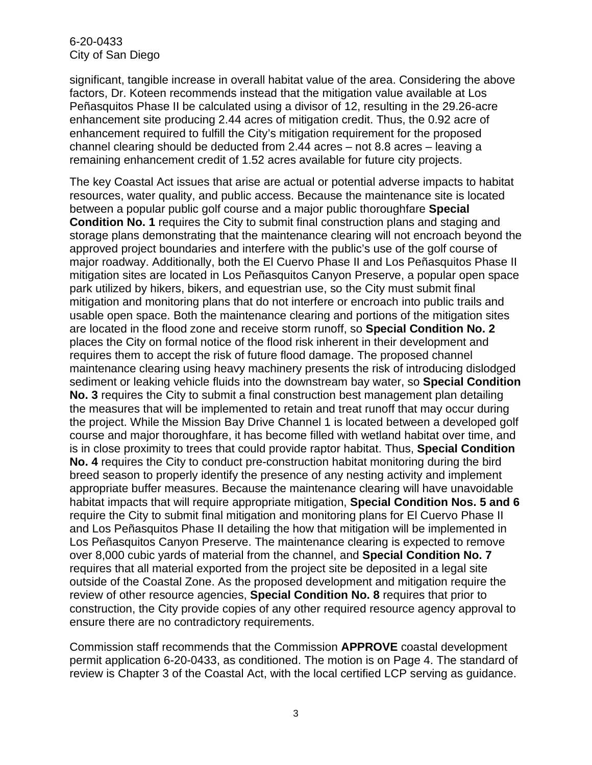significant, tangible increase in overall habitat value of the area. Considering the above factors, Dr. Koteen recommends instead that the mitigation value available at Los Peñasquitos Phase II be calculated using a divisor of 12, resulting in the 29.26-acre enhancement site producing 2.44 acres of mitigation credit. Thus, the 0.92 acre of enhancement required to fulfill the City's mitigation requirement for the proposed channel clearing should be deducted from 2.44 acres – not 8.8 acres – leaving a remaining enhancement credit of 1.52 acres available for future city projects.

The key Coastal Act issues that arise are actual or potential adverse impacts to habitat resources, water quality, and public access. Because the maintenance site is located between a popular public golf course and a major public thoroughfare **Special Condition No. 1** requires the City to submit final construction plans and staging and storage plans demonstrating that the maintenance clearing will not encroach beyond the approved project boundaries and interfere with the public's use of the golf course of major roadway. Additionally, both the El Cuervo Phase II and Los Peñasquitos Phase II mitigation sites are located in Los Peñasquitos Canyon Preserve, a popular open space park utilized by hikers, bikers, and equestrian use, so the City must submit final mitigation and monitoring plans that do not interfere or encroach into public trails and usable open space. Both the maintenance clearing and portions of the mitigation sites are located in the flood zone and receive storm runoff, so **Special Condition No. 2** places the City on formal notice of the flood risk inherent in their development and requires them to accept the risk of future flood damage. The proposed channel maintenance clearing using heavy machinery presents the risk of introducing dislodged sediment or leaking vehicle fluids into the downstream bay water, so **Special Condition No. 3** requires the City to submit a final construction best management plan detailing the measures that will be implemented to retain and treat runoff that may occur during the project. While the Mission Bay Drive Channel 1 is located between a developed golf course and major thoroughfare, it has become filled with wetland habitat over time, and is in close proximity to trees that could provide raptor habitat. Thus, **Special Condition No. 4** requires the City to conduct pre-construction habitat monitoring during the bird breed season to properly identify the presence of any nesting activity and implement appropriate buffer measures. Because the maintenance clearing will have unavoidable habitat impacts that will require appropriate mitigation, **Special Condition Nos. 5 and 6** require the City to submit final mitigation and monitoring plans for El Cuervo Phase II and Los Peñasquitos Phase II detailing the how that mitigation will be implemented in Los Peñasquitos Canyon Preserve. The maintenance clearing is expected to remove over 8,000 cubic yards of material from the channel, and **Special Condition No. 7** requires that all material exported from the project site be deposited in a legal site outside of the Coastal Zone. As the proposed development and mitigation require the review of other resource agencies, **Special Condition No. 8** requires that prior to construction, the City provide copies of any other required resource agency approval to ensure there are no contradictory requirements.

Commission staff recommends that the Commission **APPROVE** coastal development permit application 6-20-0433, as conditioned. The motion is on Page 4. The standard of review is Chapter 3 of the Coastal Act, with the local certified LCP serving as guidance.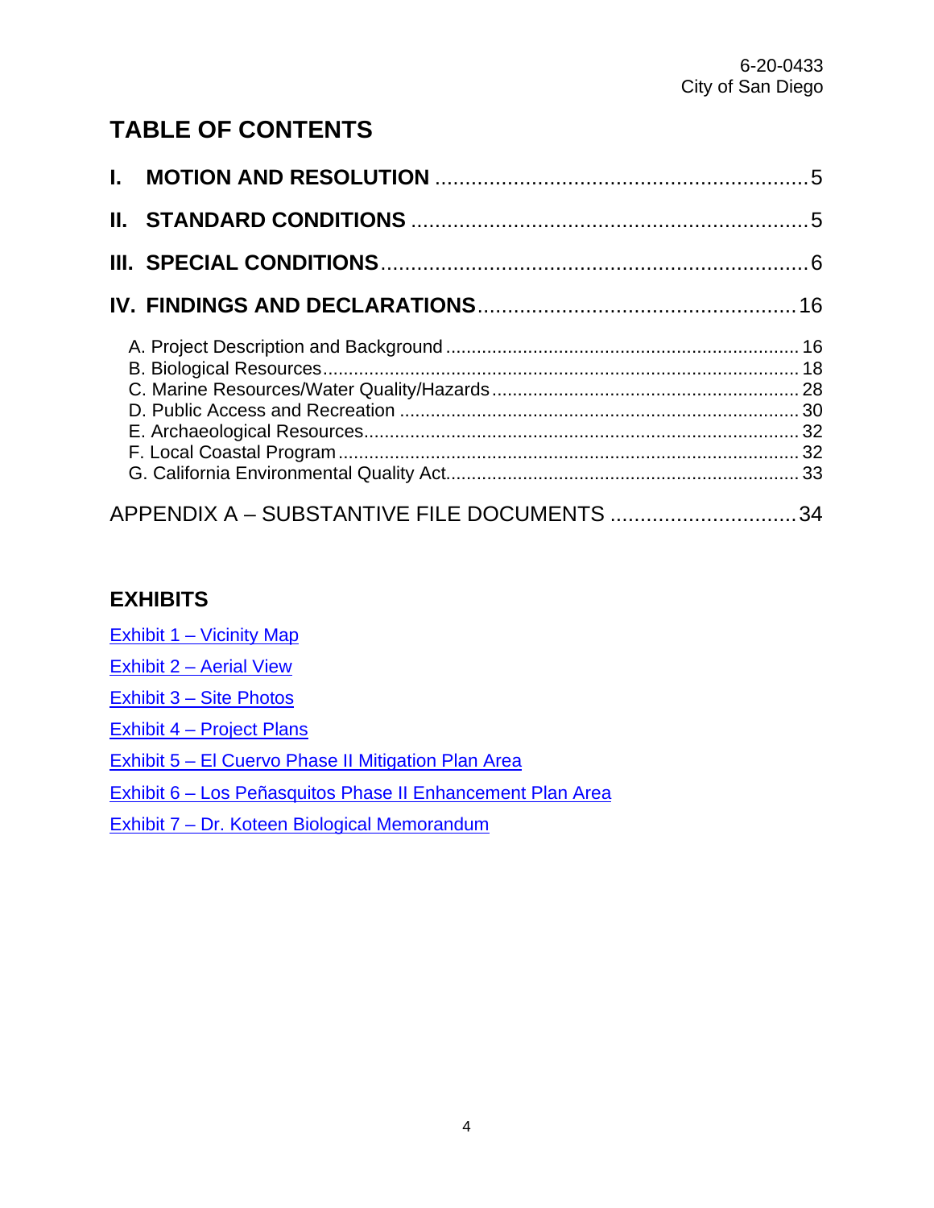## TABLE OF CONTENTS

**I. MOTION AND RESOLUTION** .......................................................... 5

**II. STANDARD CONDITIONS** ........................................................ 5

**III. SPECIAL CONDITIONS** ........................................................... 6

**IV. FINDINGS AND DECLARATIONS** ............................................ 16

A. Project Description and Background .................................................. 16
B. Biological Resources ........................................................................... 18
C. Marine Resources/Water Quality/Hazards ........................................... 28
D. Public Access and Recreation ............................................................. 30
E. Archaeological Resources .................................................................... 32
F. Local Coastal Program .......................................................................... 32
G. California Environmental Quality Act ................................................... 33

APPENDIX A – SUBSTANTIVE FILE DOCUMENTS ................................ 34

## EXHIBITS

Exhibit 1 – Vicinity Map

Exhibit 2 – Aerial View

Exhibit 3 – Site Photos

Exhibit 4 – Project Plans

Exhibit 5 – El Cuervo Phase II Mitigation Plan Area

Exhibit 6 – Los Peñasquitos Phase II Enhancement Plan Area

Exhibit 7 – Dr. Koteen Biological Memorandum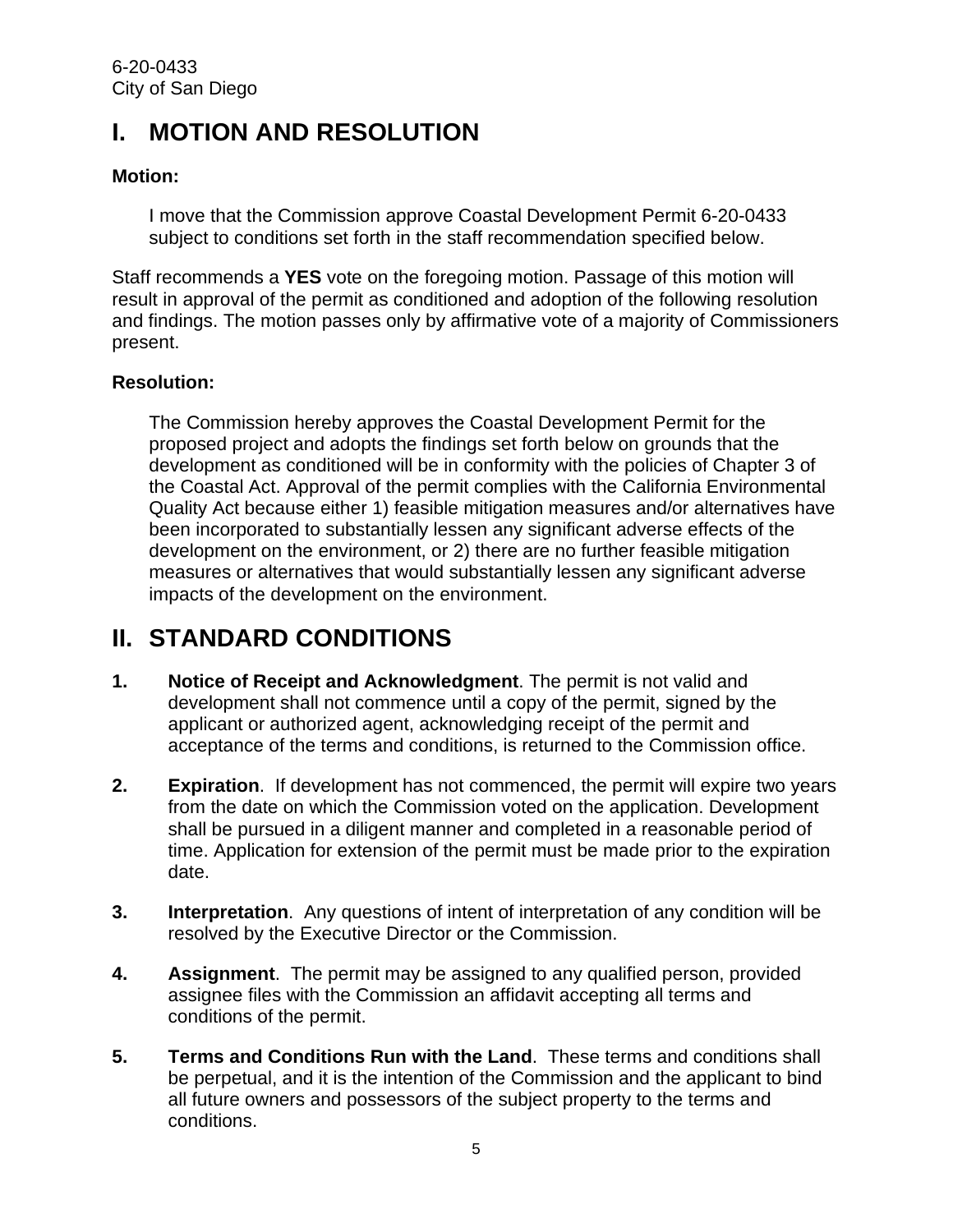# I. MOTION AND RESOLUTION

**Motion:**

> I move that the Commission approve Coastal Development Permit 6-20-0433 subject to conditions set forth in the staff recommendation specified below.

Staff recommends a **YES** vote on the foregoing motion. Passage of this motion will result in approval of the permit as conditioned and adoption of the following resolution and findings. The motion passes only by affirmative vote of a majority of Commissioners present.

**Resolution:**

> The Commission hereby approves the Coastal Development Permit for the proposed project and adopts the findings set forth below on grounds that the development as conditioned will be in conformity with the policies of Chapter 3 of the Coastal Act. Approval of the permit complies with the California Environmental Quality Act because either 1) feasible mitigation measures and/or alternatives have been incorporated to substantially lessen any significant adverse effects of the development on the environment, or 2) there are no further feasible mitigation measures or alternatives that would substantially lessen any significant adverse impacts of the development on the environment.

# II. STANDARD CONDITIONS

1. **Notice of Receipt and Acknowledgment**. The permit is not valid and development shall not commence until a copy of the permit, signed by the applicant or authorized agent, acknowledging receipt of the permit and acceptance of the terms and conditions, is returned to the Commission office.

2. **Expiration**. If development has not commenced, the permit will expire two years from the date on which the Commission voted on the application. Development shall be pursued in a diligent manner and completed in a reasonable period of time. Application for extension of the permit must be made prior to the expiration date.

3. **Interpretation**. Any questions of intent of interpretation of any condition will be resolved by the Executive Director or the Commission.

4. **Assignment**. The permit may be assigned to any qualified person, provided assignee files with the Commission an affidavit accepting all terms and conditions of the permit.

5. **Terms and Conditions Run with the Land**. These terms and conditions shall be perpetual, and it is the intention of the Commission and the applicant to bind all future owners and possessors of the subject property to the terms and conditions.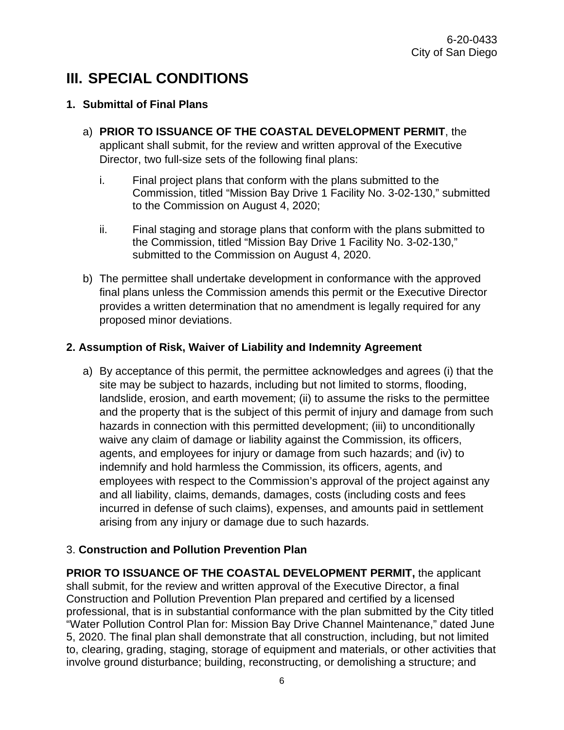# III. SPECIAL CONDITIONS

**1. Submittal of Final Plans**

a) **PRIOR TO ISSUANCE OF THE COASTAL DEVELOPMENT PERMIT**, the applicant shall submit, for the review and written approval of the Executive Director, two full-size sets of the following final plans:

   i. Final project plans that conform with the plans submitted to the Commission, titled "Mission Bay Drive 1 Facility No. 3-02-130," submitted to the Commission on August 4, 2020;

   ii. Final staging and storage plans that conform with the plans submitted to the Commission, titled "Mission Bay Drive 1 Facility No. 3-02-130," submitted to the Commission on August 4, 2020.

b) The permittee shall undertake development in conformance with the approved final plans unless the Commission amends this permit or the Executive Director provides a written determination that no amendment is legally required for any proposed minor deviations.

**2. Assumption of Risk, Waiver of Liability and Indemnity Agreement**

a) By acceptance of this permit, the permittee acknowledges and agrees (i) that the site may be subject to hazards, including but not limited to storms, flooding, landslide, erosion, and earth movement; (ii) to assume the risks to the permittee and the property that is the subject of this permit of injury and damage from such hazards in connection with this permitted development; (iii) to unconditionally waive any claim of damage or liability against the Commission, its officers, agents, and employees for injury or damage from such hazards; and (iv) to indemnify and hold harmless the Commission, its officers, agents, and employees with respect to the Commission's approval of the project against any and all liability, claims, demands, damages, costs (including costs and fees incurred in defense of such claims), expenses, and amounts paid in settlement arising from any injury or damage due to such hazards.

3. **Construction and Pollution Prevention Plan**

**PRIOR TO ISSUANCE OF THE COASTAL DEVELOPMENT PERMIT,** the applicant shall submit, for the review and written approval of the Executive Director, a final Construction and Pollution Prevention Plan prepared and certified by a licensed professional, that is in substantial conformance with the plan submitted by the City titled "Water Pollution Control Plan for: Mission Bay Drive Channel Maintenance," dated June 5, 2020. The final plan shall demonstrate that all construction, including, but not limited to, clearing, grading, staging, storage of equipment and materials, or other activities that involve ground disturbance; building, reconstructing, or demolishing a structure; and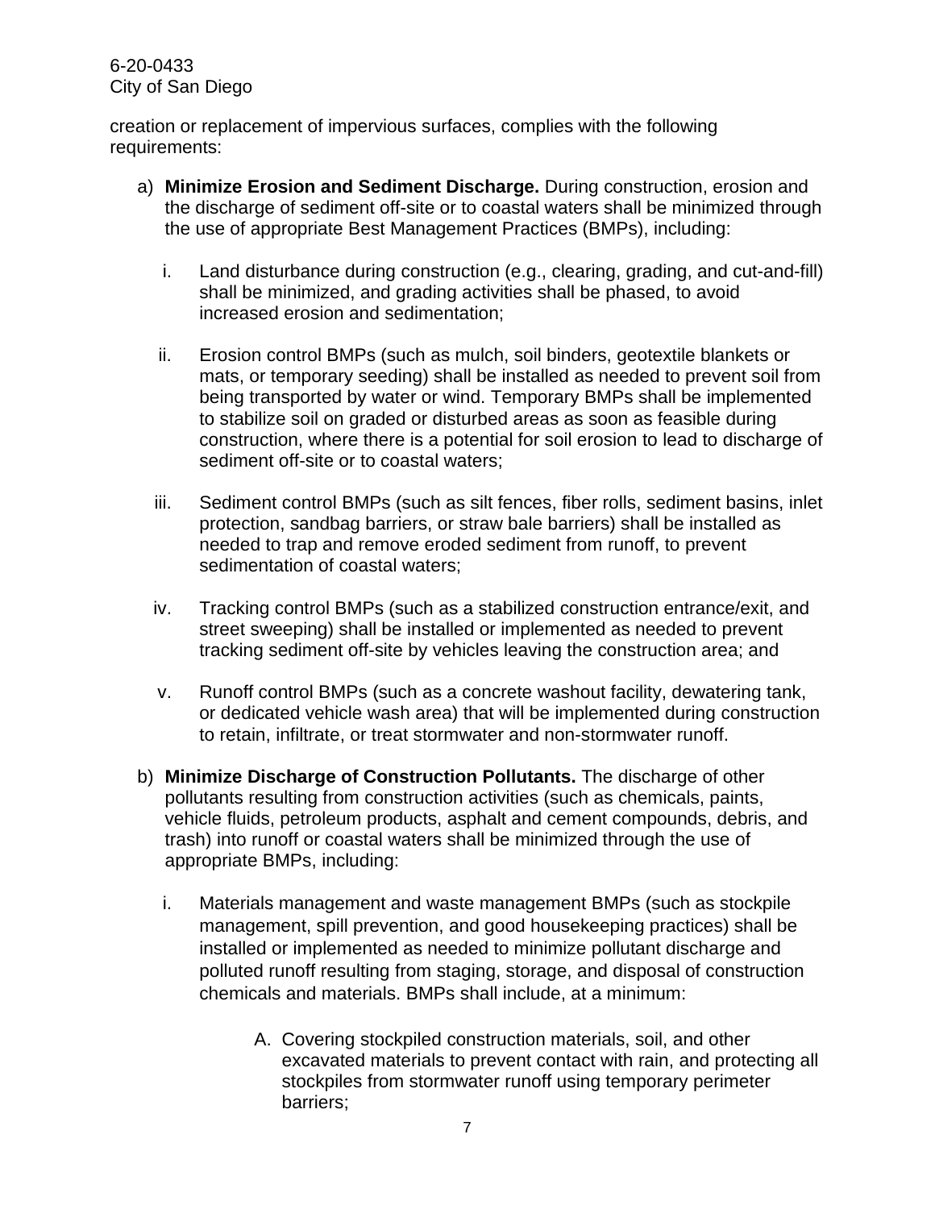creation or replacement of impervious surfaces, complies with the following requirements:

a) **Minimize Erosion and Sediment Discharge.** During construction, erosion and the discharge of sediment off-site or to coastal waters shall be minimized through the use of appropriate Best Management Practices (BMPs), including:

   i. Land disturbance during construction (e.g., clearing, grading, and cut-and-fill) shall be minimized, and grading activities shall be phased, to avoid increased erosion and sedimentation;

   ii. Erosion control BMPs (such as mulch, soil binders, geotextile blankets or mats, or temporary seeding) shall be installed as needed to prevent soil from being transported by water or wind. Temporary BMPs shall be implemented to stabilize soil on graded or disturbed areas as soon as feasible during construction, where there is a potential for soil erosion to lead to discharge of sediment off-site or to coastal waters;

   iii. Sediment control BMPs (such as silt fences, fiber rolls, sediment basins, inlet protection, sandbag barriers, or straw bale barriers) shall be installed as needed to trap and remove eroded sediment from runoff, to prevent sedimentation of coastal waters;

   iv. Tracking control BMPs (such as a stabilized construction entrance/exit, and street sweeping) shall be installed or implemented as needed to prevent tracking sediment off-site by vehicles leaving the construction area; and

   v. Runoff control BMPs (such as a concrete washout facility, dewatering tank, or dedicated vehicle wash area) that will be implemented during construction to retain, infiltrate, or treat stormwater and non-stormwater runoff.

b) **Minimize Discharge of Construction Pollutants.** The discharge of other pollutants resulting from construction activities (such as chemicals, paints, vehicle fluids, petroleum products, asphalt and cement compounds, debris, and trash) into runoff or coastal waters shall be minimized through the use of appropriate BMPs, including:

   i. Materials management and waste management BMPs (such as stockpile management, spill prevention, and good housekeeping practices) shall be installed or implemented as needed to minimize pollutant discharge and polluted runoff resulting from staging, storage, and disposal of construction chemicals and materials. BMPs shall include, at a minimum:

      A. Covering stockpiled construction materials, soil, and other excavated materials to prevent contact with rain, and protecting all stockpiles from stormwater runoff using temporary perimeter barriers;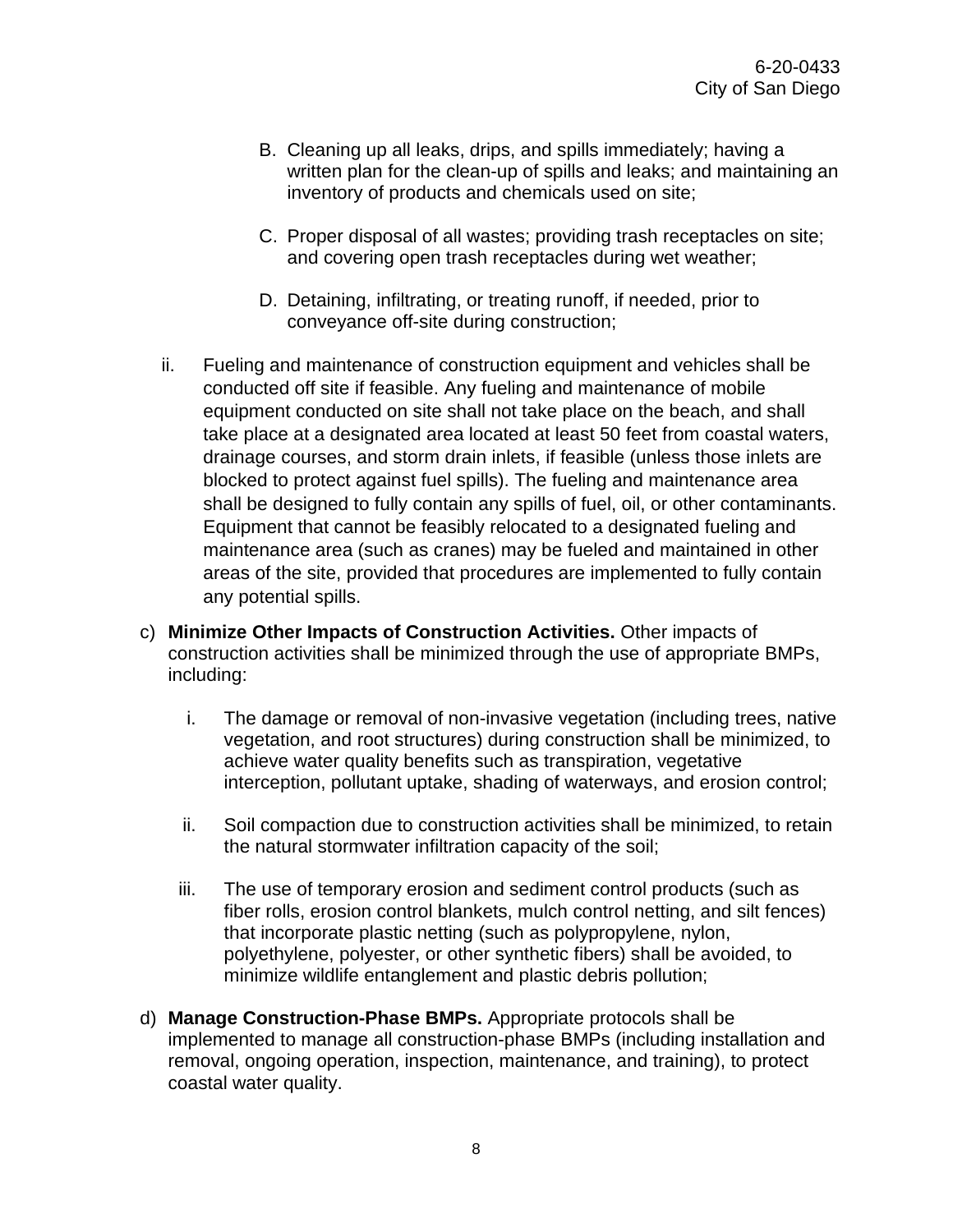B. Cleaning up all leaks, drips, and spills immediately; having a written plan for the clean-up of spills and leaks; and maintaining an inventory of products and chemicals used on site;

C. Proper disposal of all wastes; providing trash receptacles on site; and covering open trash receptacles during wet weather;

D. Detaining, infiltrating, or treating runoff, if needed, prior to conveyance off-site during construction;

ii. Fueling and maintenance of construction equipment and vehicles shall be conducted off site if feasible. Any fueling and maintenance of mobile equipment conducted on site shall not take place on the beach, and shall take place at a designated area located at least 50 feet from coastal waters, drainage courses, and storm drain inlets, if feasible (unless those inlets are blocked to protect against fuel spills). The fueling and maintenance area shall be designed to fully contain any spills of fuel, oil, or other contaminants. Equipment that cannot be feasibly relocated to a designated fueling and maintenance area (such as cranes) may be fueled and maintained in other areas of the site, provided that procedures are implemented to fully contain any potential spills.

c) **Minimize Other Impacts of Construction Activities.** Other impacts of construction activities shall be minimized through the use of appropriate BMPs, including:

i. The damage or removal of non-invasive vegetation (including trees, native vegetation, and root structures) during construction shall be minimized, to achieve water quality benefits such as transpiration, vegetative interception, pollutant uptake, shading of waterways, and erosion control;

ii. Soil compaction due to construction activities shall be minimized, to retain the natural stormwater infiltration capacity of the soil;

iii. The use of temporary erosion and sediment control products (such as fiber rolls, erosion control blankets, mulch control netting, and silt fences) that incorporate plastic netting (such as polypropylene, nylon, polyethylene, polyester, or other synthetic fibers) shall be avoided, to minimize wildlife entanglement and plastic debris pollution;

d) **Manage Construction-Phase BMPs.** Appropriate protocols shall be implemented to manage all construction-phase BMPs (including installation and removal, ongoing operation, inspection, maintenance, and training), to protect coastal water quality.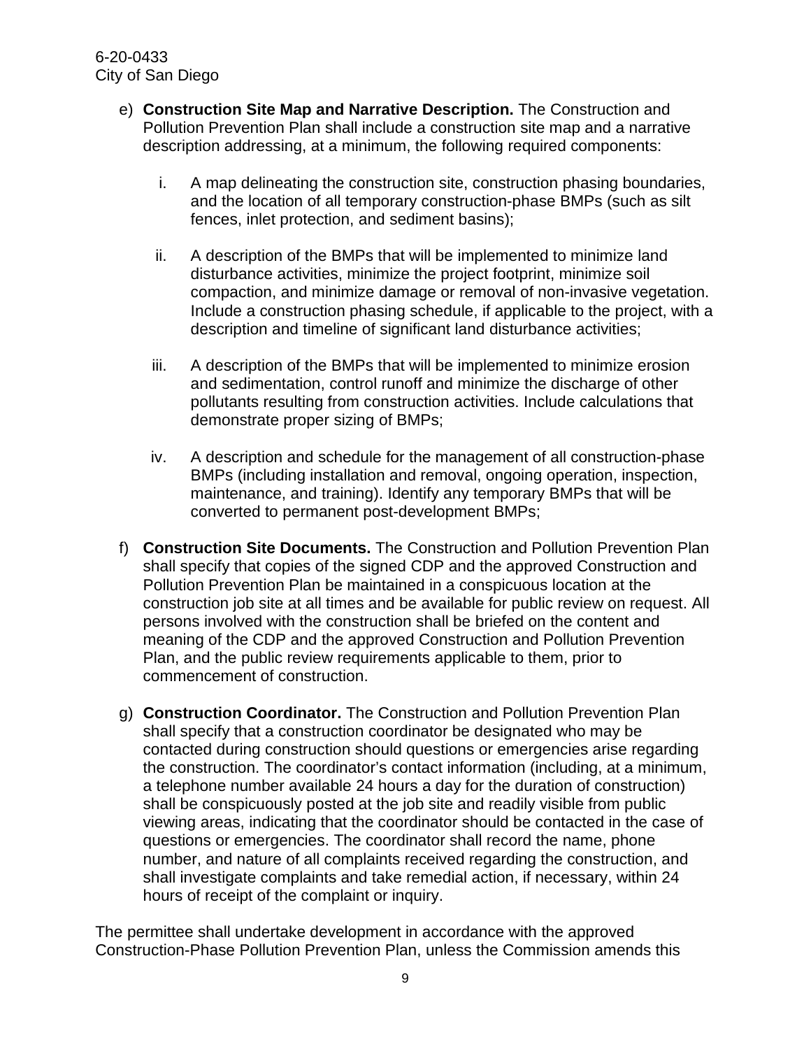e) **Construction Site Map and Narrative Description.** The Construction and Pollution Prevention Plan shall include a construction site map and a narrative description addressing, at a minimum, the following required components:

   i. A map delineating the construction site, construction phasing boundaries, and the location of all temporary construction-phase BMPs (such as silt fences, inlet protection, and sediment basins);

   ii. A description of the BMPs that will be implemented to minimize land disturbance activities, minimize the project footprint, minimize soil compaction, and minimize damage or removal of non-invasive vegetation. Include a construction phasing schedule, if applicable to the project, with a description and timeline of significant land disturbance activities;

   iii. A description of the BMPs that will be implemented to minimize erosion and sedimentation, control runoff and minimize the discharge of other pollutants resulting from construction activities. Include calculations that demonstrate proper sizing of BMPs;

   iv. A description and schedule for the management of all construction-phase BMPs (including installation and removal, ongoing operation, inspection, maintenance, and training). Identify any temporary BMPs that will be converted to permanent post-development BMPs;

f) **Construction Site Documents.** The Construction and Pollution Prevention Plan shall specify that copies of the signed CDP and the approved Construction and Pollution Prevention Plan be maintained in a conspicuous location at the construction job site at all times and be available for public review on request. All persons involved with the construction shall be briefed on the content and meaning of the CDP and the approved Construction and Pollution Prevention Plan, and the public review requirements applicable to them, prior to commencement of construction.

g) **Construction Coordinator.** The Construction and Pollution Prevention Plan shall specify that a construction coordinator be designated who may be contacted during construction should questions or emergencies arise regarding the construction. The coordinator's contact information (including, at a minimum, a telephone number available 24 hours a day for the duration of construction) shall be conspicuously posted at the job site and readily visible from public viewing areas, indicating that the coordinator should be contacted in the case of questions or emergencies. The coordinator shall record the name, phone number, and nature of all complaints received regarding the construction, and shall investigate complaints and take remedial action, if necessary, within 24 hours of receipt of the complaint or inquiry.

The permittee shall undertake development in accordance with the approved Construction-Phase Pollution Prevention Plan, unless the Commission amends this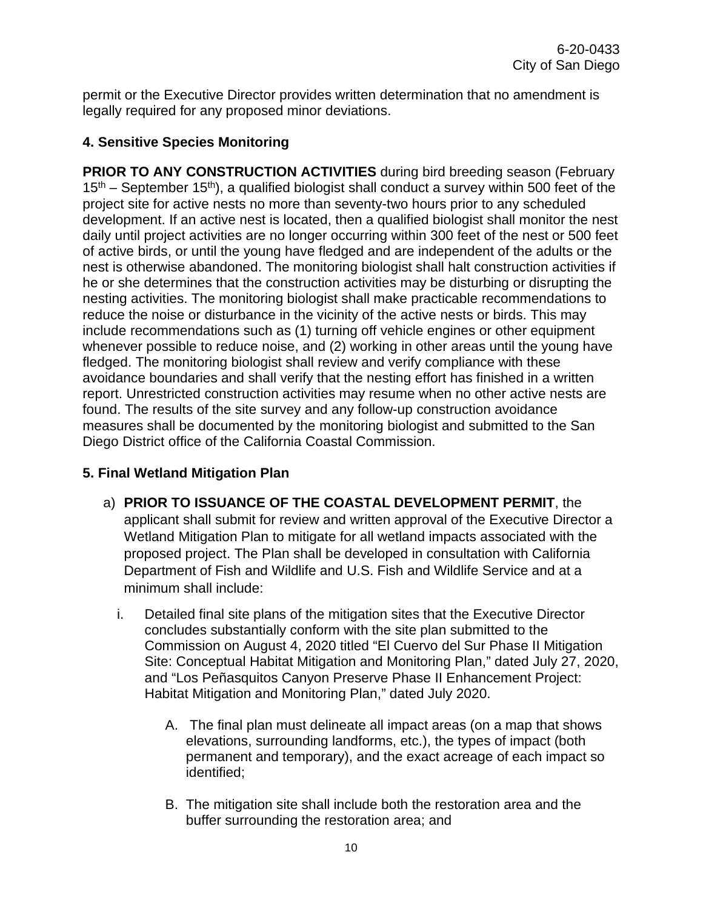permit or the Executive Director provides written determination that no amendment is legally required for any proposed minor deviations.

**4. Sensitive Species Monitoring**

**PRIOR TO ANY CONSTRUCTION ACTIVITIES** during bird breeding season (February $15^{th}$ – September $15^{th}$), a qualified biologist shall conduct a survey within 500 feet of the project site for active nests no more than seventy-two hours prior to any scheduled development. If an active nest is located, then a qualified biologist shall monitor the nest daily until project activities are no longer occurring within 300 feet of the nest or 500 feet of active birds, or until the young have fledged and are independent of the adults or the nest is otherwise abandoned. The monitoring biologist shall halt construction activities if he or she determines that the construction activities may be disturbing or disrupting the nesting activities. The monitoring biologist shall make practicable recommendations to reduce the noise or disturbance in the vicinity of the active nests or birds. This may include recommendations such as (1) turning off vehicle engines or other equipment whenever possible to reduce noise, and (2) working in other areas until the young have fledged. The monitoring biologist shall review and verify compliance with these avoidance boundaries and shall verify that the nesting effort has finished in a written report. Unrestricted construction activities may resume when no other active nests are found. The results of the site survey and any follow-up construction avoidance measures shall be documented by the monitoring biologist and submitted to the San Diego District office of the California Coastal Commission.

**5. Final Wetland Mitigation Plan**

a) **PRIOR TO ISSUANCE OF THE COASTAL DEVELOPMENT PERMIT**, the applicant shall submit for review and written approval of the Executive Director a Wetland Mitigation Plan to mitigate for all wetland impacts associated with the proposed project. The Plan shall be developed in consultation with California Department of Fish and Wildlife and U.S. Fish and Wildlife Service and at a minimum shall include:

   i. Detailed final site plans of the mitigation sites that the Executive Director concludes substantially conform with the site plan submitted to the Commission on August 4, 2020 titled "El Cuervo del Sur Phase II Mitigation Site: Conceptual Habitat Mitigation and Monitoring Plan," dated July 27, 2020, and "Los Peñasquitos Canyon Preserve Phase II Enhancement Project: Habitat Mitigation and Monitoring Plan," dated July 2020.

      A. The final plan must delineate all impact areas (on a map that shows elevations, surrounding landforms, etc.), the types of impact (both permanent and temporary), and the exact acreage of each impact so identified;

      B. The mitigation site shall include both the restoration area and the buffer surrounding the restoration area; and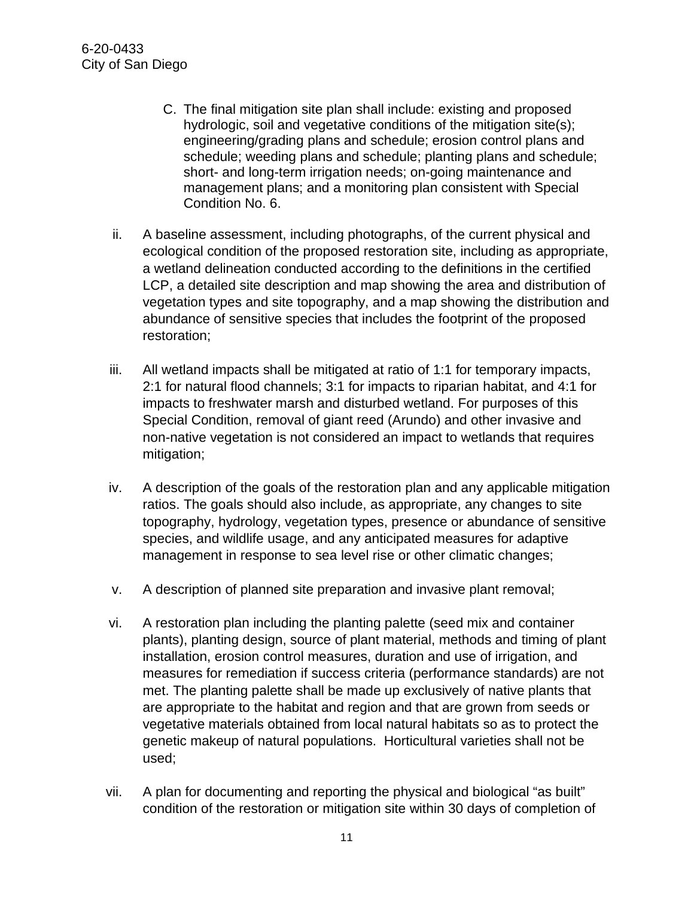C. The final mitigation site plan shall include: existing and proposed hydrologic, soil and vegetative conditions of the mitigation site(s); engineering/grading plans and schedule; erosion control plans and schedule; weeding plans and schedule; planting plans and schedule; short- and long-term irrigation needs; on-going maintenance and management plans; and a monitoring plan consistent with Special Condition No. 6.

ii. A baseline assessment, including photographs, of the current physical and ecological condition of the proposed restoration site, including as appropriate, a wetland delineation conducted according to the definitions in the certified LCP, a detailed site description and map showing the area and distribution of vegetation types and site topography, and a map showing the distribution and abundance of sensitive species that includes the footprint of the proposed restoration;

iii. All wetland impacts shall be mitigated at ratio of 1:1 for temporary impacts, 2:1 for natural flood channels; 3:1 for impacts to riparian habitat, and 4:1 for impacts to freshwater marsh and disturbed wetland. For purposes of this Special Condition, removal of giant reed (Arundo) and other invasive and non-native vegetation is not considered an impact to wetlands that requires mitigation;

iv. A description of the goals of the restoration plan and any applicable mitigation ratios. The goals should also include, as appropriate, any changes to site topography, hydrology, vegetation types, presence or abundance of sensitive species, and wildlife usage, and any anticipated measures for adaptive management in response to sea level rise or other climatic changes;

v. A description of planned site preparation and invasive plant removal;

vi. A restoration plan including the planting palette (seed mix and container plants), planting design, source of plant material, methods and timing of plant installation, erosion control measures, duration and use of irrigation, and measures for remediation if success criteria (performance standards) are not met. The planting palette shall be made up exclusively of native plants that are appropriate to the habitat and region and that are grown from seeds or vegetative materials obtained from local natural habitats so as to protect the genetic makeup of natural populations. Horticultural varieties shall not be used;

vii. A plan for documenting and reporting the physical and biological "as built" condition of the restoration or mitigation site within 30 days of completion of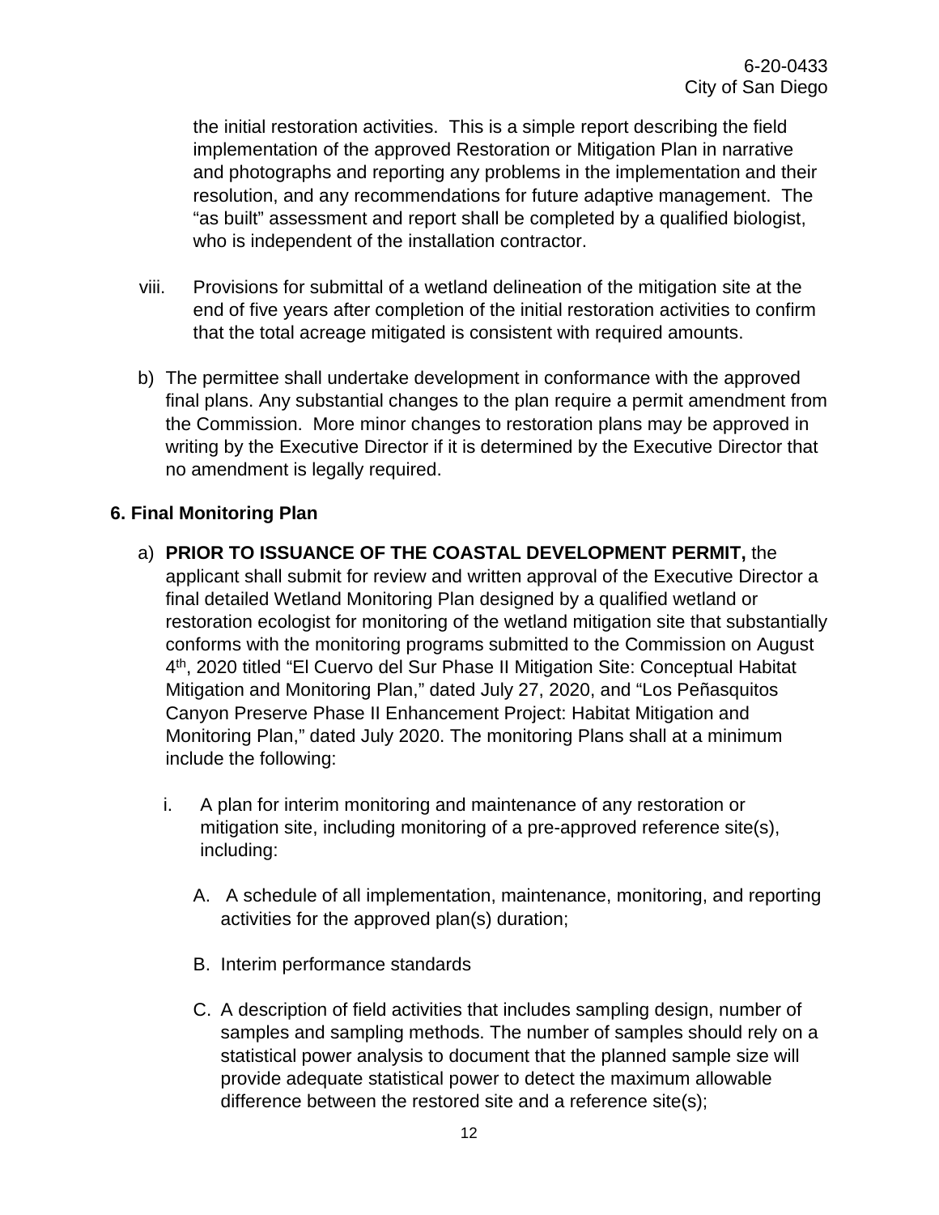the initial restoration activities. This is a simple report describing the field implementation of the approved Restoration or Mitigation Plan in narrative and photographs and reporting any problems in the implementation and their resolution, and any recommendations for future adaptive management. The "as built" assessment and report shall be completed by a qualified biologist, who is independent of the installation contractor.

viii. Provisions for submittal of a wetland delineation of the mitigation site at the end of five years after completion of the initial restoration activities to confirm that the total acreage mitigated is consistent with required amounts.

b) The permittee shall undertake development in conformance with the approved final plans. Any substantial changes to the plan require a permit amendment from the Commission. More minor changes to restoration plans may be approved in writing by the Executive Director if it is determined by the Executive Director that no amendment is legally required.

**6. Final Monitoring Plan**

a) **PRIOR TO ISSUANCE OF THE COASTAL DEVELOPMENT PERMIT,** the applicant shall submit for review and written approval of the Executive Director a final detailed Wetland Monitoring Plan designed by a qualified wetland or restoration ecologist for monitoring of the wetland mitigation site that substantially conforms with the monitoring programs submitted to the Commission on August 4th, 2020 titled "El Cuervo del Sur Phase II Mitigation Site: Conceptual Habitat Mitigation and Monitoring Plan," dated July 27, 2020, and "Los Peñasquitos Canyon Preserve Phase II Enhancement Project: Habitat Mitigation and Monitoring Plan," dated July 2020. The monitoring Plans shall at a minimum include the following:

i. A plan for interim monitoring and maintenance of any restoration or mitigation site, including monitoring of a pre-approved reference site(s), including:

A. A schedule of all implementation, maintenance, monitoring, and reporting activities for the approved plan(s) duration;

B. Interim performance standards

C. A description of field activities that includes sampling design, number of samples and sampling methods. The number of samples should rely on a statistical power analysis to document that the planned sample size will provide adequate statistical power to detect the maximum allowable difference between the restored site and a reference site(s);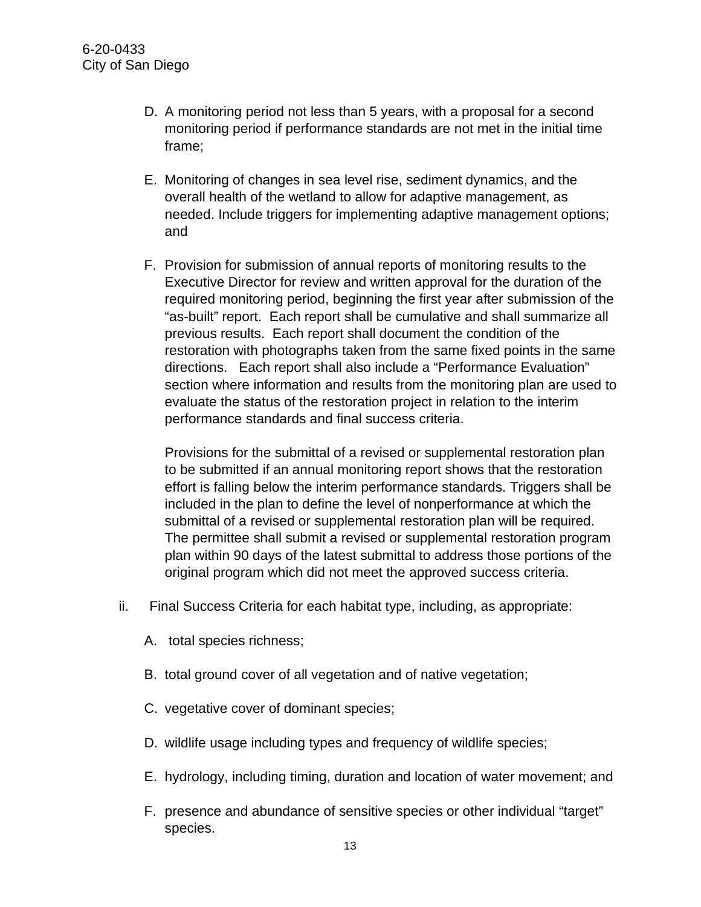D. A monitoring period not less than 5 years, with a proposal for a second monitoring period if performance standards are not met in the initial time frame;

E. Monitoring of changes in sea level rise, sediment dynamics, and the overall health of the wetland to allow for adaptive management, as needed. Include triggers for implementing adaptive management options; and

F. Provision for submission of annual reports of monitoring results to the Executive Director for review and written approval for the duration of the required monitoring period, beginning the first year after submission of the "as-built" report. Each report shall be cumulative and shall summarize all previous results. Each report shall document the condition of the restoration with photographs taken from the same fixed points in the same directions. Each report shall also include a "Performance Evaluation" section where information and results from the monitoring plan are used to evaluate the status of the restoration project in relation to the interim performance standards and final success criteria.

   Provisions for the submittal of a revised or supplemental restoration plan to be submitted if an annual monitoring report shows that the restoration effort is falling below the interim performance standards. Triggers shall be included in the plan to define the level of nonperformance at which the submittal of a revised or supplemental restoration plan will be required. The permittee shall submit a revised or supplemental restoration program plan within 90 days of the latest submittal to address those portions of the original program which did not meet the approved success criteria.

ii. Final Success Criteria for each habitat type, including, as appropriate:

A. total species richness;

B. total ground cover of all vegetation and of native vegetation;

C. vegetative cover of dominant species;

D. wildlife usage including types and frequency of wildlife species;

E. hydrology, including timing, duration and location of water movement; and

F. presence and abundance of sensitive species or other individual "target" species.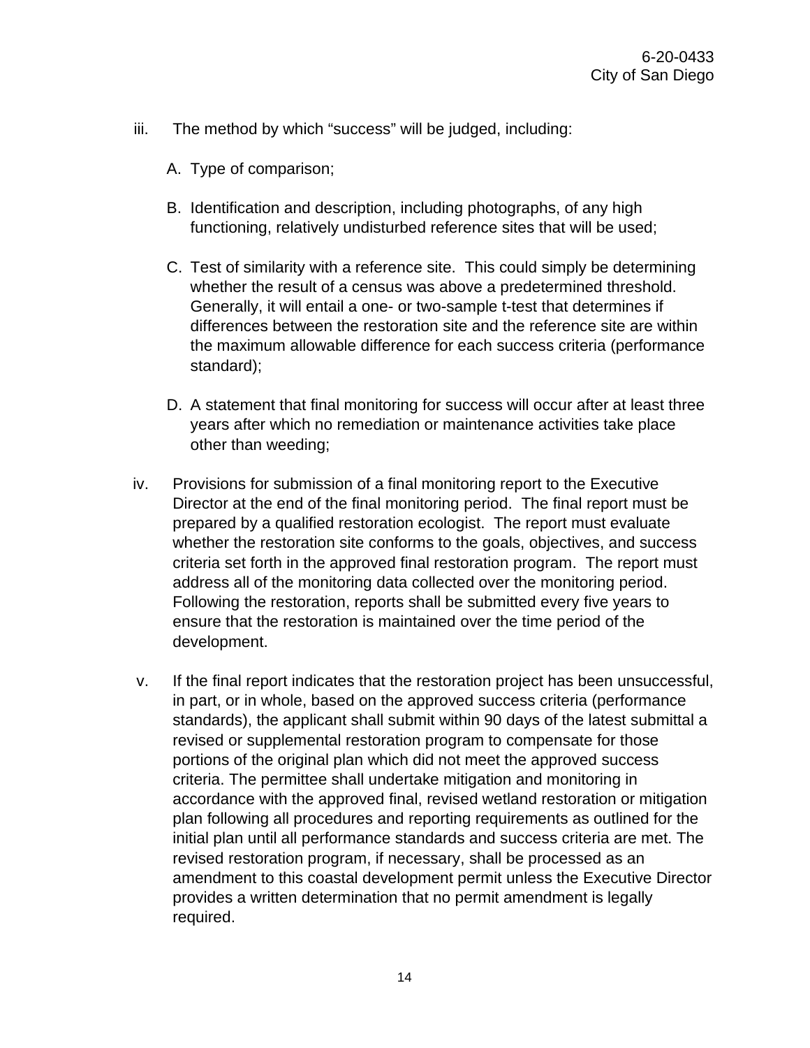iii. The method by which "success" will be judged, including:

   A. Type of comparison;

   B. Identification and description, including photographs, of any high functioning, relatively undisturbed reference sites that will be used;

   C. Test of similarity with a reference site. This could simply be determining whether the result of a census was above a predetermined threshold. Generally, it will entail a one- or two-sample t-test that determines if differences between the restoration site and the reference site are within the maximum allowable difference for each success criteria (performance standard);

   D. A statement that final monitoring for success will occur after at least three years after which no remediation or maintenance activities take place other than weeding;

iv. Provisions for submission of a final monitoring report to the Executive Director at the end of the final monitoring period. The final report must be prepared by a qualified restoration ecologist. The report must evaluate whether the restoration site conforms to the goals, objectives, and success criteria set forth in the approved final restoration program. The report must address all of the monitoring data collected over the monitoring period. Following the restoration, reports shall be submitted every five years to ensure that the restoration is maintained over the time period of the development.

v. If the final report indicates that the restoration project has been unsuccessful, in part, or in whole, based on the approved success criteria (performance standards), the applicant shall submit within 90 days of the latest submittal a revised or supplemental restoration program to compensate for those portions of the original plan which did not meet the approved success criteria. The permittee shall undertake mitigation and monitoring in accordance with the approved final, revised wetland restoration or mitigation plan following all procedures and reporting requirements as outlined for the initial plan until all performance standards and success criteria are met. The revised restoration program, if necessary, shall be processed as an amendment to this coastal development permit unless the Executive Director provides a written determination that no permit amendment is legally required.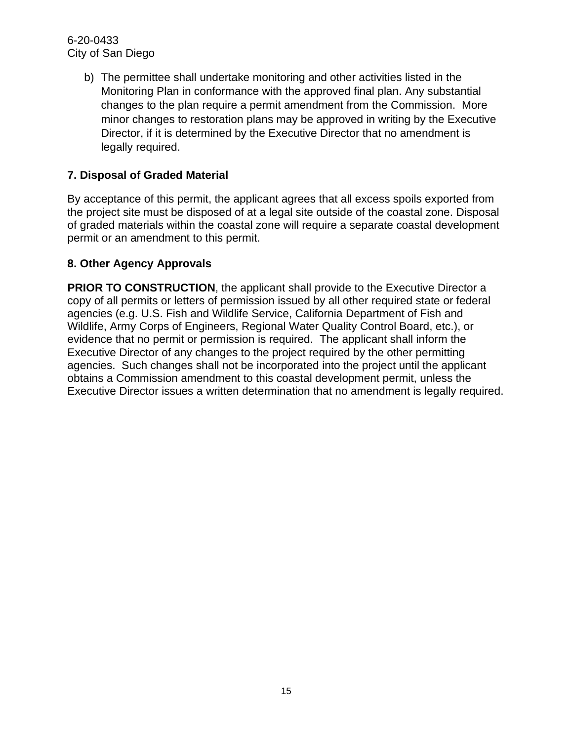b) The permittee shall undertake monitoring and other activities listed in the Monitoring Plan in conformance with the approved final plan. Any substantial changes to the plan require a permit amendment from the Commission. More minor changes to restoration plans may be approved in writing by the Executive Director, if it is determined by the Executive Director that no amendment is legally required.

**7. Disposal of Graded Material**

By acceptance of this permit, the applicant agrees that all excess spoils exported from the project site must be disposed of at a legal site outside of the coastal zone. Disposal of graded materials within the coastal zone will require a separate coastal development permit or an amendment to this permit.

**8. Other Agency Approvals**

**PRIOR TO CONSTRUCTION**, the applicant shall provide to the Executive Director a copy of all permits or letters of permission issued by all other required state or federal agencies (e.g. U.S. Fish and Wildlife Service, California Department of Fish and Wildlife, Army Corps of Engineers, Regional Water Quality Control Board, etc.), or evidence that no permit or permission is required. The applicant shall inform the Executive Director of any changes to the project required by the other permitting agencies. Such changes shall not be incorporated into the project until the applicant obtains a Commission amendment to this coastal development permit, unless the Executive Director issues a written determination that no amendment is legally required.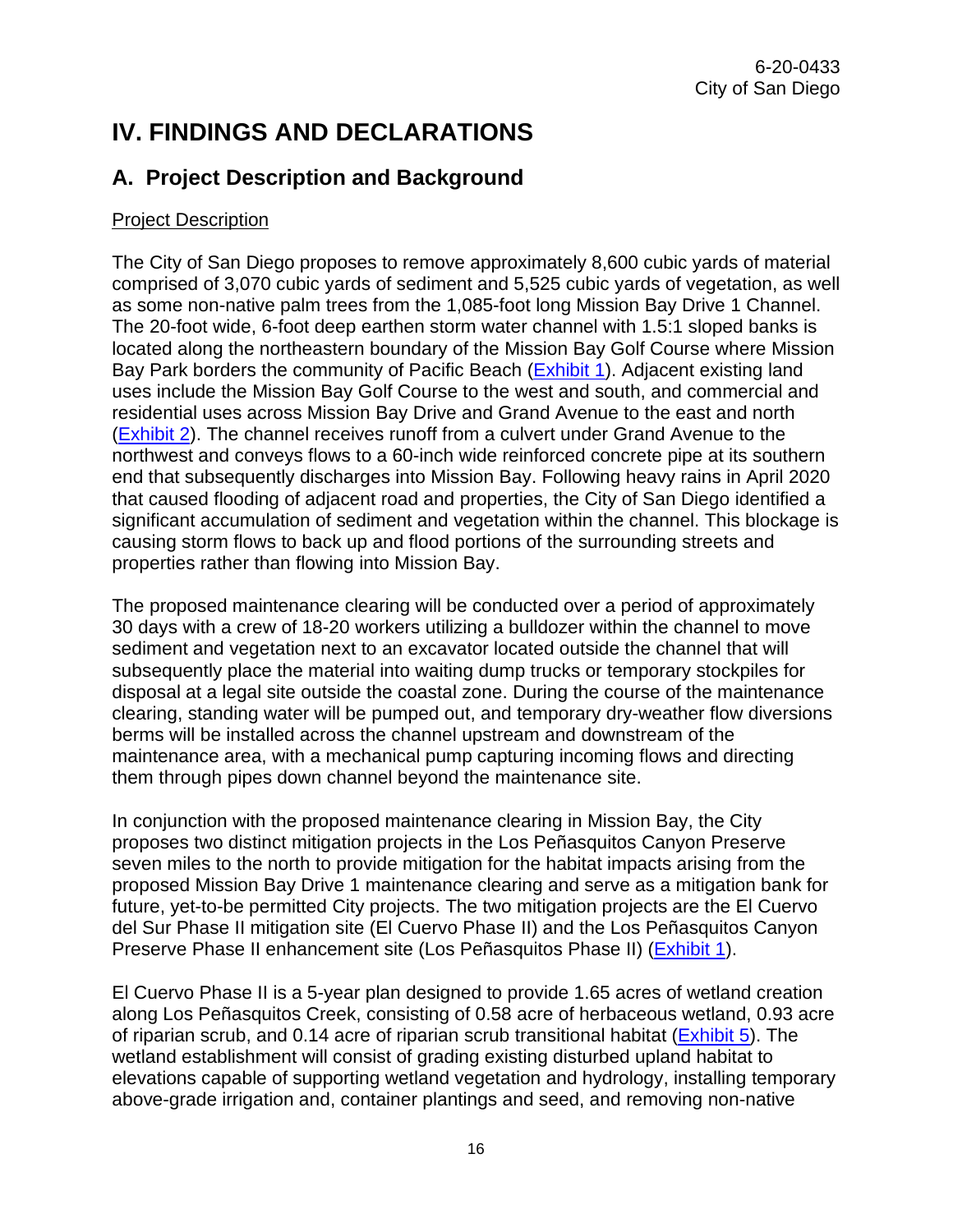# IV. FINDINGS AND DECLARATIONS

## A. Project Description and Background

Project Description

The City of San Diego proposes to remove approximately 8,600 cubic yards of material comprised of 3,070 cubic yards of sediment and 5,525 cubic yards of vegetation, as well as some non-native palm trees from the 1,085-foot long Mission Bay Drive 1 Channel. The 20-foot wide, 6-foot deep earthen storm water channel with 1.5:1 sloped banks is located along the northeastern boundary of the Mission Bay Golf Course where Mission Bay Park borders the community of Pacific Beach (Exhibit 1). Adjacent existing land uses include the Mission Bay Golf Course to the west and south, and commercial and residential uses across Mission Bay Drive and Grand Avenue to the east and north (Exhibit 2). The channel receives runoff from a culvert under Grand Avenue to the northwest and conveys flows to a 60-inch wide reinforced concrete pipe at its southern end that subsequently discharges into Mission Bay. Following heavy rains in April 2020 that caused flooding of adjacent road and properties, the City of San Diego identified a significant accumulation of sediment and vegetation within the channel. This blockage is causing storm flows to back up and flood portions of the surrounding streets and properties rather than flowing into Mission Bay.

The proposed maintenance clearing will be conducted over a period of approximately 30 days with a crew of 18-20 workers utilizing a bulldozer within the channel to move sediment and vegetation next to an excavator located outside the channel that will subsequently place the material into waiting dump trucks or temporary stockpiles for disposal at a legal site outside the coastal zone. During the course of the maintenance clearing, standing water will be pumped out, and temporary dry-weather flow diversions berms will be installed across the channel upstream and downstream of the maintenance area, with a mechanical pump capturing incoming flows and directing them through pipes down channel beyond the maintenance site.

In conjunction with the proposed maintenance clearing in Mission Bay, the City proposes two distinct mitigation projects in the Los Peñasquitos Canyon Preserve seven miles to the north to provide mitigation for the habitat impacts arising from the proposed Mission Bay Drive 1 maintenance clearing and serve as a mitigation bank for future, yet-to-be permitted City projects. The two mitigation projects are the El Cuervo del Sur Phase II mitigation site (El Cuervo Phase II) and the Los Peñasquitos Canyon Preserve Phase II enhancement site (Los Peñasquitos Phase II) (Exhibit 1).

El Cuervo Phase II is a 5-year plan designed to provide 1.65 acres of wetland creation along Los Peñasquitos Creek, consisting of 0.58 acre of herbaceous wetland, 0.93 acre of riparian scrub, and 0.14 acre of riparian scrub transitional habitat (Exhibit 5). The wetland establishment will consist of grading existing disturbed upland habitat to elevations capable of supporting wetland vegetation and hydrology, installing temporary above-grade irrigation and, container plantings and seed, and removing non-native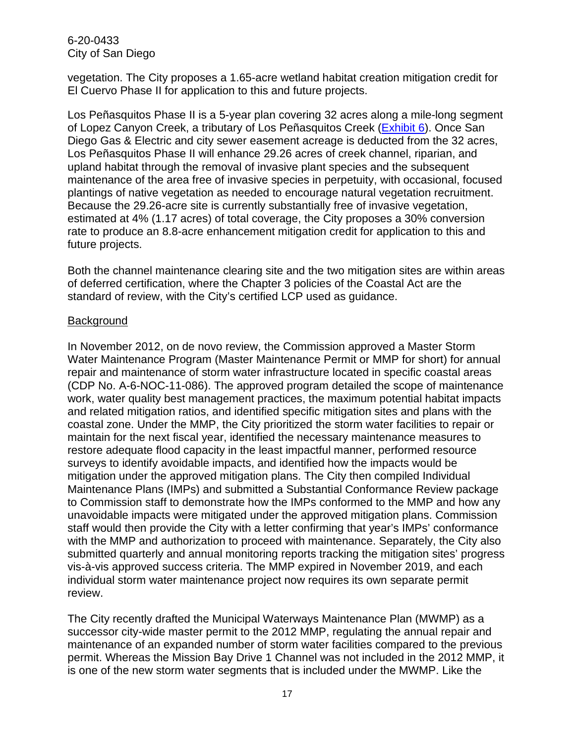vegetation. The City proposes a 1.65-acre wetland habitat creation mitigation credit for El Cuervo Phase II for application to this and future projects.

Los Peñasquitos Phase II is a 5-year plan covering 32 acres along a mile-long segment of Lopez Canyon Creek, a tributary of Los Peñasquitos Creek (Exhibit 6). Once San Diego Gas & Electric and city sewer easement acreage is deducted from the 32 acres, Los Peñasquitos Phase II will enhance 29.26 acres of creek channel, riparian, and upland habitat through the removal of invasive plant species and the subsequent maintenance of the area free of invasive species in perpetuity, with occasional, focused plantings of native vegetation as needed to encourage natural vegetation recruitment. Because the 29.26-acre site is currently substantially free of invasive vegetation, estimated at 4% (1.17 acres) of total coverage, the City proposes a 30% conversion rate to produce an 8.8-acre enhancement mitigation credit for application to this and future projects.

Both the channel maintenance clearing site and the two mitigation sites are within areas of deferred certification, where the Chapter 3 policies of the Coastal Act are the standard of review, with the City's certified LCP used as guidance.

Background

In November 2012, on de novo review, the Commission approved a Master Storm Water Maintenance Program (Master Maintenance Permit or MMP for short) for annual repair and maintenance of storm water infrastructure located in specific coastal areas (CDP No. A-6-NOC-11-086). The approved program detailed the scope of maintenance work, water quality best management practices, the maximum potential habitat impacts and related mitigation ratios, and identified specific mitigation sites and plans with the coastal zone. Under the MMP, the City prioritized the storm water facilities to repair or maintain for the next fiscal year, identified the necessary maintenance measures to restore adequate flood capacity in the least impactful manner, performed resource surveys to identify avoidable impacts, and identified how the impacts would be mitigation under the approved mitigation plans. The City then compiled Individual Maintenance Plans (IMPs) and submitted a Substantial Conformance Review package to Commission staff to demonstrate how the IMPs conformed to the MMP and how any unavoidable impacts were mitigated under the approved mitigation plans. Commission staff would then provide the City with a letter confirming that year's IMPs' conformance with the MMP and authorization to proceed with maintenance. Separately, the City also submitted quarterly and annual monitoring reports tracking the mitigation sites' progress vis-à-vis approved success criteria. The MMP expired in November 2019, and each individual storm water maintenance project now requires its own separate permit review.

The City recently drafted the Municipal Waterways Maintenance Plan (MWMP) as a successor city-wide master permit to the 2012 MMP, regulating the annual repair and maintenance of an expanded number of storm water facilities compared to the previous permit. Whereas the Mission Bay Drive 1 Channel was not included in the 2012 MMP, it is one of the new storm water segments that is included under the MWMP. Like the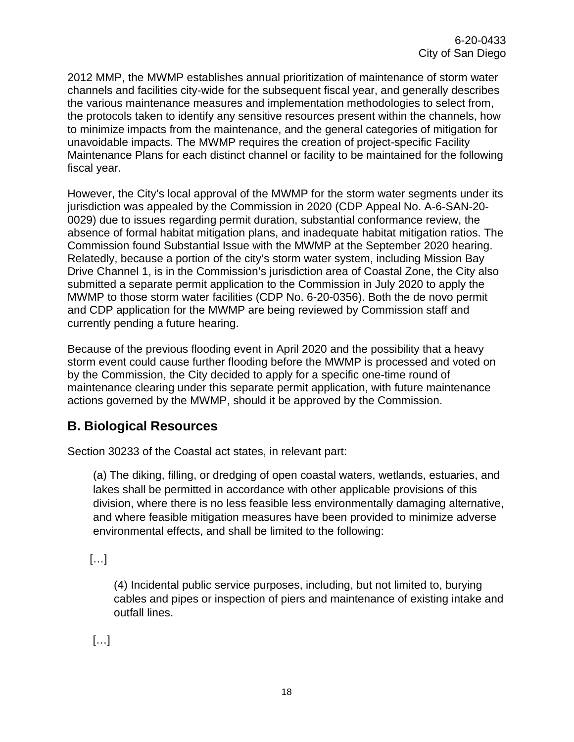2012 MMP, the MWMP establishes annual prioritization of maintenance of storm water channels and facilities city-wide for the subsequent fiscal year, and generally describes the various maintenance measures and implementation methodologies to select from, the protocols taken to identify any sensitive resources present within the channels, how to minimize impacts from the maintenance, and the general categories of mitigation for unavoidable impacts. The MWMP requires the creation of project-specific Facility Maintenance Plans for each distinct channel or facility to be maintained for the following fiscal year.

However, the City's local approval of the MWMP for the storm water segments under its jurisdiction was appealed by the Commission in 2020 (CDP Appeal No. A-6-SAN-20-0029) due to issues regarding permit duration, substantial conformance review, the absence of formal habitat mitigation plans, and inadequate habitat mitigation ratios. The Commission found Substantial Issue with the MWMP at the September 2020 hearing. Relatedly, because a portion of the city's storm water system, including Mission Bay Drive Channel 1, is in the Commission's jurisdiction area of Coastal Zone, the City also submitted a separate permit application to the Commission in July 2020 to apply the MWMP to those storm water facilities (CDP No. 6-20-0356). Both the de novo permit and CDP application for the MWMP are being reviewed by Commission staff and currently pending a future hearing.

Because of the previous flooding event in April 2020 and the possibility that a heavy storm event could cause further flooding before the MWMP is processed and voted on by the Commission, the City decided to apply for a specific one-time round of maintenance clearing under this separate permit application, with future maintenance actions governed by the MWMP, should it be approved by the Commission.

## B. Biological Resources

Section 30233 of the Coastal act states, in relevant part:

> (a) The diking, filling, or dredging of open coastal waters, wetlands, estuaries, and lakes shall be permitted in accordance with other applicable provisions of this division, where there is no less feasible less environmentally damaging alternative, and where feasible mitigation measures have been provided to minimize adverse environmental effects, and shall be limited to the following:
>
> […]
>
> (4) Incidental public service purposes, including, but not limited to, burying cables and pipes or inspection of piers and maintenance of existing intake and outfall lines.
>
> […]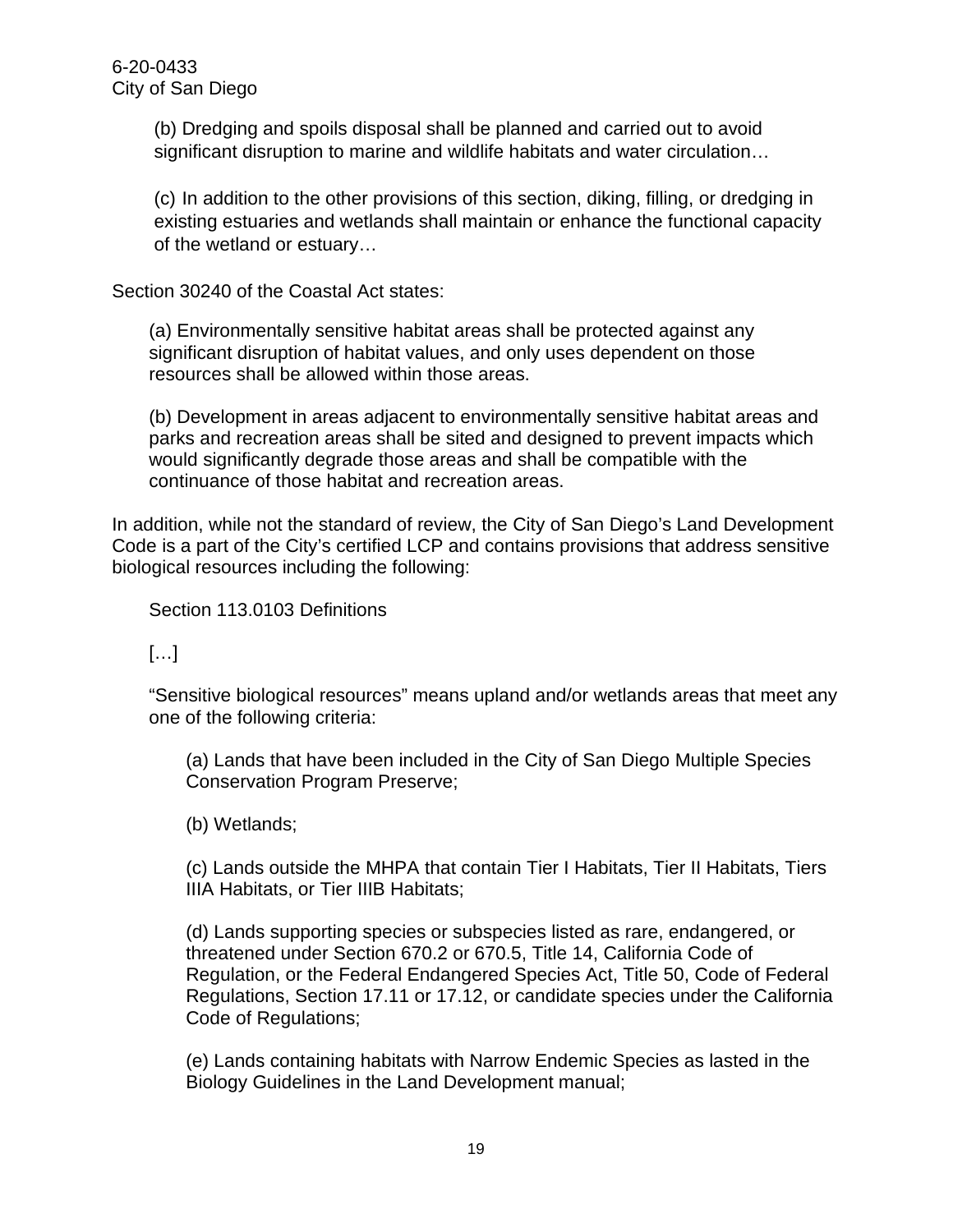(b) Dredging and spoils disposal shall be planned and carried out to avoid significant disruption to marine and wildlife habitats and water circulation…

(c) In addition to the other provisions of this section, diking, filling, or dredging in existing estuaries and wetlands shall maintain or enhance the functional capacity of the wetland or estuary…

Section 30240 of the Coastal Act states:

(a) Environmentally sensitive habitat areas shall be protected against any significant disruption of habitat values, and only uses dependent on those resources shall be allowed within those areas.

(b) Development in areas adjacent to environmentally sensitive habitat areas and parks and recreation areas shall be sited and designed to prevent impacts which would significantly degrade those areas and shall be compatible with the continuance of those habitat and recreation areas.

In addition, while not the standard of review, the City of San Diego's Land Development Code is a part of the City's certified LCP and contains provisions that address sensitive biological resources including the following:

Section 113.0103 Definitions

[…]

"Sensitive biological resources" means upland and/or wetlands areas that meet any one of the following criteria:

(a) Lands that have been included in the City of San Diego Multiple Species Conservation Program Preserve;

(b) Wetlands;

(c) Lands outside the MHPA that contain Tier I Habitats, Tier II Habitats, Tiers IIIA Habitats, or Tier IIIB Habitats;

(d) Lands supporting species or subspecies listed as rare, endangered, or threatened under Section 670.2 or 670.5, Title 14, California Code of Regulation, or the Federal Endangered Species Act, Title 50, Code of Federal Regulations, Section 17.11 or 17.12, or candidate species under the California Code of Regulations;

(e) Lands containing habitats with Narrow Endemic Species as lasted in the Biology Guidelines in the Land Development manual;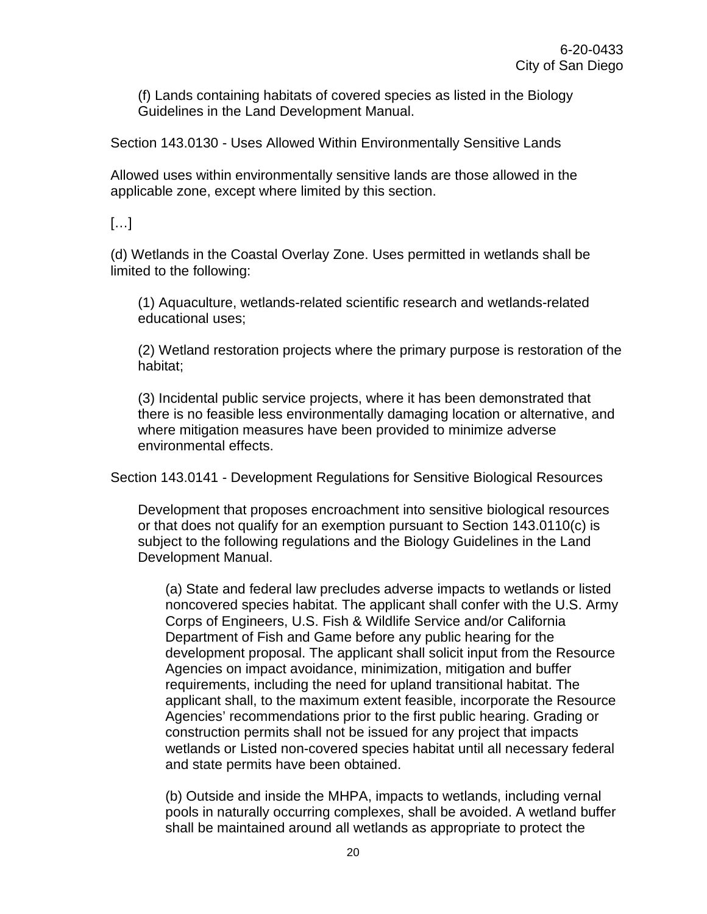(f) Lands containing habitats of covered species as listed in the Biology Guidelines in the Land Development Manual.

Section 143.0130 - Uses Allowed Within Environmentally Sensitive Lands

Allowed uses within environmentally sensitive lands are those allowed in the applicable zone, except where limited by this section.

[…]

(d) Wetlands in the Coastal Overlay Zone. Uses permitted in wetlands shall be limited to the following:

> (1) Aquaculture, wetlands-related scientific research and wetlands-related educational uses;
>
> (2) Wetland restoration projects where the primary purpose is restoration of the habitat;
>
> (3) Incidental public service projects, where it has been demonstrated that there is no feasible less environmentally damaging location or alternative, and where mitigation measures have been provided to minimize adverse environmental effects.

Section 143.0141 - Development Regulations for Sensitive Biological Resources

> Development that proposes encroachment into sensitive biological resources or that does not qualify for an exemption pursuant to Section 143.0110(c) is subject to the following regulations and the Biology Guidelines in the Land Development Manual.
>
> > (a) State and federal law precludes adverse impacts to wetlands or listed noncovered species habitat. The applicant shall confer with the U.S. Army Corps of Engineers, U.S. Fish & Wildlife Service and/or California Department of Fish and Game before any public hearing for the development proposal. The applicant shall solicit input from the Resource Agencies on impact avoidance, minimization, mitigation and buffer requirements, including the need for upland transitional habitat. The applicant shall, to the maximum extent feasible, incorporate the Resource Agencies' recommendations prior to the first public hearing. Grading or construction permits shall not be issued for any project that impacts wetlands or Listed non-covered species habitat until all necessary federal and state permits have been obtained.
> >
> > (b) Outside and inside the MHPA, impacts to wetlands, including vernal pools in naturally occurring complexes, shall be avoided. A wetland buffer shall be maintained around all wetlands as appropriate to protect the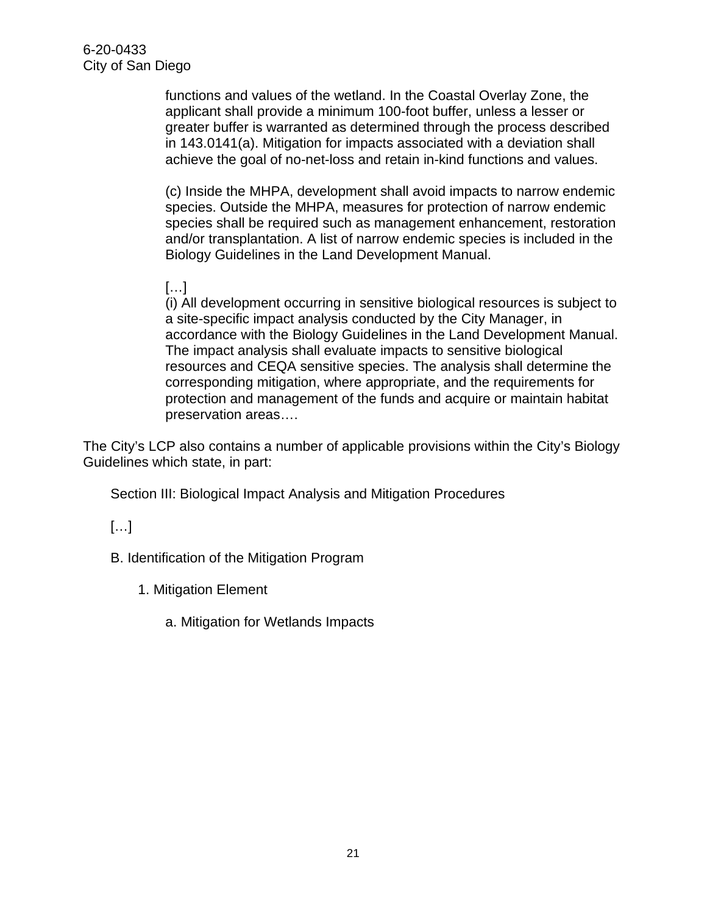functions and values of the wetland. In the Coastal Overlay Zone, the applicant shall provide a minimum 100-foot buffer, unless a lesser or greater buffer is warranted as determined through the process described in 143.0141(a). Mitigation for impacts associated with a deviation shall achieve the goal of no-net-loss and retain in-kind functions and values.

(c) Inside the MHPA, development shall avoid impacts to narrow endemic species. Outside the MHPA, measures for protection of narrow endemic species shall be required such as management enhancement, restoration and/or transplantation. A list of narrow endemic species is included in the Biology Guidelines in the Land Development Manual.

[…]

(i) All development occurring in sensitive biological resources is subject to a site-specific impact analysis conducted by the City Manager, in accordance with the Biology Guidelines in the Land Development Manual. The impact analysis shall evaluate impacts to sensitive biological resources and CEQA sensitive species. The analysis shall determine the corresponding mitigation, where appropriate, and the requirements for protection and management of the funds and acquire or maintain habitat preservation areas….

The City's LCP also contains a number of applicable provisions within the City's Biology Guidelines which state, in part:

Section III: Biological Impact Analysis and Mitigation Procedures

[…]

B. Identification of the Mitigation Program

1. Mitigation Element

a. Mitigation for Wetlands Impacts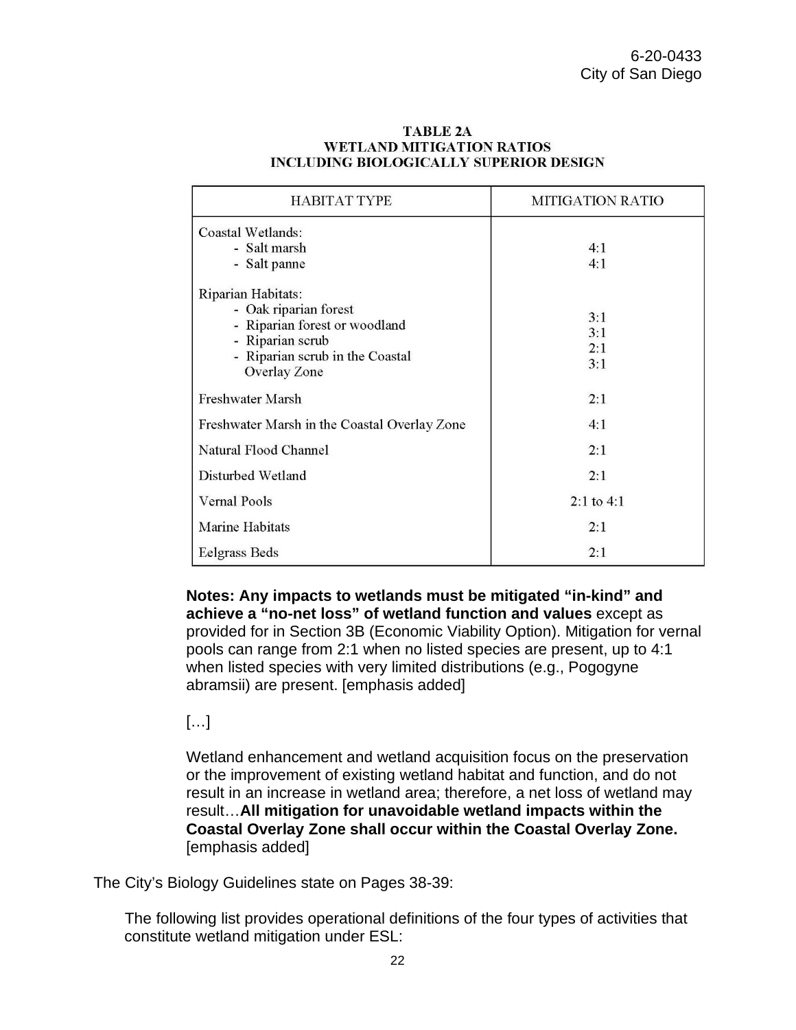**TABLE 2A**
**WETLAND MITIGATION RATIOS**
**INCLUDING BIOLOGICALLY SUPERIOR DESIGN**

| HABITAT TYPE | MITIGATION RATIO |
|---|---|
| Coastal Wetlands: | |
| - Salt marsh | 4:1 |
| - Salt panne | 4:1 |
| Riparian Habitats: | |
| - Oak riparian forest | 3:1 |
| - Riparian forest or woodland | 3:1 |
| - Riparian scrub | 2:1 |
| - Riparian scrub in the Coastal Overlay Zone | 3:1 |
| Freshwater Marsh | 2:1 |
| Freshwater Marsh in the Coastal Overlay Zone | 4:1 |
| Natural Flood Channel | 2:1 |
| Disturbed Wetland | 2:1 |
| Vernal Pools | 2:1 to 4:1 |
| Marine Habitats | 2:1 |
| Eelgrass Beds | 2:1 |

> **Notes: Any impacts to wetlands must be mitigated "in-kind" and achieve a "no-net loss" of wetland function and values** except as provided for in Section 3B (Economic Viability Option). Mitigation for vernal pools can range from 2:1 when no listed species are present, up to 4:1 when listed species with very limited distributions (e.g., Pogogyne abramsii) are present. [emphasis added]
>
> […]
>
> Wetland enhancement and wetland acquisition focus on the preservation or the improvement of existing wetland habitat and function, and do not result in an increase in wetland area; therefore, a net loss of wetland may result…**All mitigation for unavoidable wetland impacts within the Coastal Overlay Zone shall occur within the Coastal Overlay Zone.** [emphasis added]

The City's Biology Guidelines state on Pages 38-39:

> The following list provides operational definitions of the four types of activities that constitute wetland mitigation under ESL: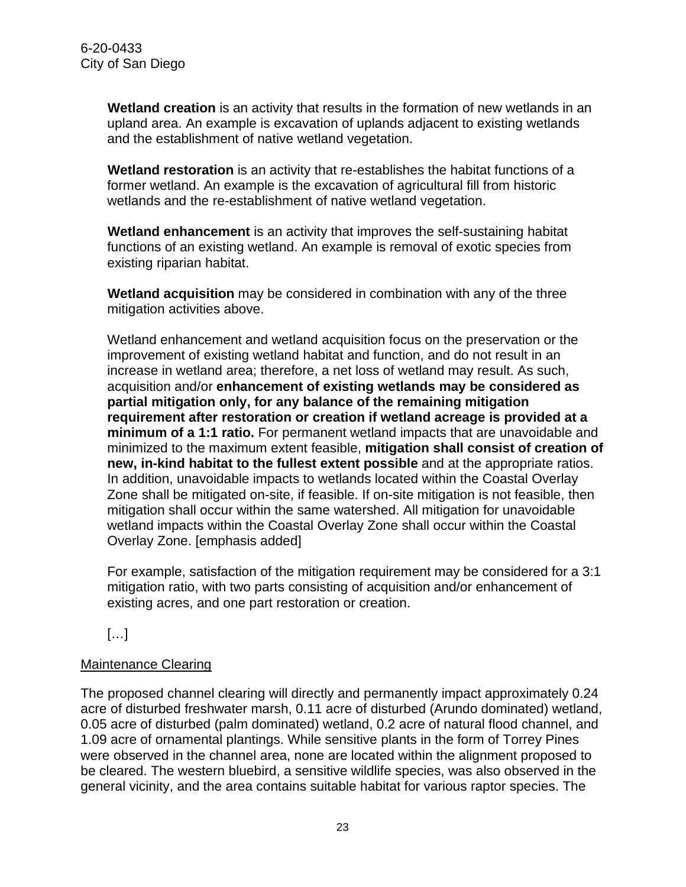**Wetland creation** is an activity that results in the formation of new wetlands in an upland area. An example is excavation of uplands adjacent to existing wetlands and the establishment of native wetland vegetation.

**Wetland restoration** is an activity that re-establishes the habitat functions of a former wetland. An example is the excavation of agricultural fill from historic wetlands and the re-establishment of native wetland vegetation.

**Wetland enhancement** is an activity that improves the self-sustaining habitat functions of an existing wetland. An example is removal of exotic species from existing riparian habitat.

**Wetland acquisition** may be considered in combination with any of the three mitigation activities above.

Wetland enhancement and wetland acquisition focus on the preservation or the improvement of existing wetland habitat and function, and do not result in an increase in wetland area; therefore, a net loss of wetland may result. As such, acquisition and/or **enhancement of existing wetlands may be considered as partial mitigation only, for any balance of the remaining mitigation requirement after restoration or creation if wetland acreage is provided at a minimum of a 1:1 ratio.** For permanent wetland impacts that are unavoidable and minimized to the maximum extent feasible, **mitigation shall consist of creation of new, in-kind habitat to the fullest extent possible** and at the appropriate ratios. In addition, unavoidable impacts to wetlands located within the Coastal Overlay Zone shall be mitigated on-site, if feasible. If on-site mitigation is not feasible, then mitigation shall occur within the same watershed. All mitigation for unavoidable wetland impacts within the Coastal Overlay Zone shall occur within the Coastal Overlay Zone. [emphasis added]

For example, satisfaction of the mitigation requirement may be considered for a 3:1 mitigation ratio, with two parts consisting of acquisition and/or enhancement of existing acres, and one part restoration or creation.

[…]

<u>Maintenance Clearing</u>

The proposed channel clearing will directly and permanently impact approximately 0.24 acre of disturbed freshwater marsh, 0.11 acre of disturbed (Arundo dominated) wetland, 0.05 acre of disturbed (palm dominated) wetland, 0.2 acre of natural flood channel, and 1.09 acre of ornamental plantings. While sensitive plants in the form of Torrey Pines were observed in the channel area, none are located within the alignment proposed to be cleared. The western bluebird, a sensitive wildlife species, was also observed in the general vicinity, and the area contains suitable habitat for various raptor species. The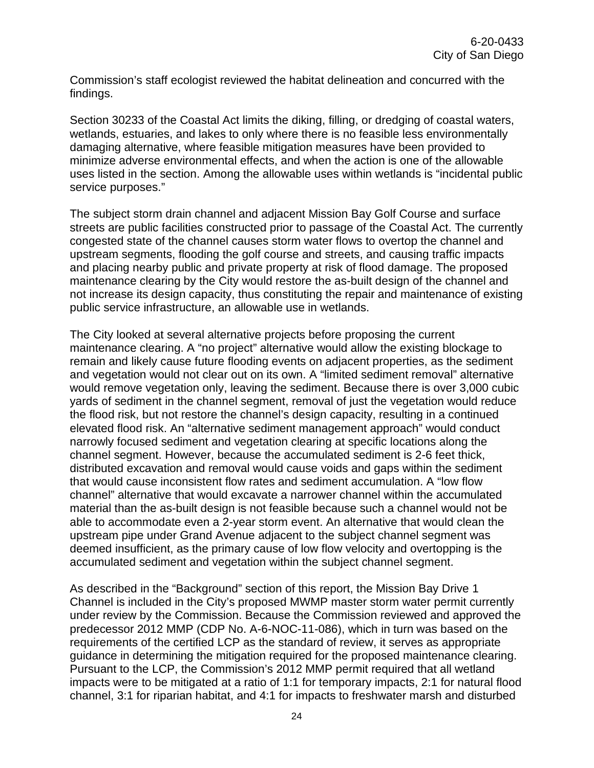Commission's staff ecologist reviewed the habitat delineation and concurred with the findings.

Section 30233 of the Coastal Act limits the diking, filling, or dredging of coastal waters, wetlands, estuaries, and lakes to only where there is no feasible less environmentally damaging alternative, where feasible mitigation measures have been provided to minimize adverse environmental effects, and when the action is one of the allowable uses listed in the section. Among the allowable uses within wetlands is "incidental public service purposes."

The subject storm drain channel and adjacent Mission Bay Golf Course and surface streets are public facilities constructed prior to passage of the Coastal Act. The currently congested state of the channel causes storm water flows to overtop the channel and upstream segments, flooding the golf course and streets, and causing traffic impacts and placing nearby public and private property at risk of flood damage. The proposed maintenance clearing by the City would restore the as-built design of the channel and not increase its design capacity, thus constituting the repair and maintenance of existing public service infrastructure, an allowable use in wetlands.

The City looked at several alternative projects before proposing the current maintenance clearing. A "no project" alternative would allow the existing blockage to remain and likely cause future flooding events on adjacent properties, as the sediment and vegetation would not clear out on its own. A "limited sediment removal" alternative would remove vegetation only, leaving the sediment. Because there is over 3,000 cubic yards of sediment in the channel segment, removal of just the vegetation would reduce the flood risk, but not restore the channel's design capacity, resulting in a continued elevated flood risk. An "alternative sediment management approach" would conduct narrowly focused sediment and vegetation clearing at specific locations along the channel segment. However, because the accumulated sediment is 2-6 feet thick, distributed excavation and removal would cause voids and gaps within the sediment that would cause inconsistent flow rates and sediment accumulation. A "low flow channel" alternative that would excavate a narrower channel within the accumulated material than the as-built design is not feasible because such a channel would not be able to accommodate even a 2-year storm event. An alternative that would clean the upstream pipe under Grand Avenue adjacent to the subject channel segment was deemed insufficient, as the primary cause of low flow velocity and overtopping is the accumulated sediment and vegetation within the subject channel segment.

As described in the "Background" section of this report, the Mission Bay Drive 1 Channel is included in the City's proposed MWMP master storm water permit currently under review by the Commission. Because the Commission reviewed and approved the predecessor 2012 MMP (CDP No. A-6-NOC-11-086), which in turn was based on the requirements of the certified LCP as the standard of review, it serves as appropriate guidance in determining the mitigation required for the proposed maintenance clearing. Pursuant to the LCP, the Commission's 2012 MMP permit required that all wetland impacts were to be mitigated at a ratio of 1:1 for temporary impacts, 2:1 for natural flood channel, 3:1 for riparian habitat, and 4:1 for impacts to freshwater marsh and disturbed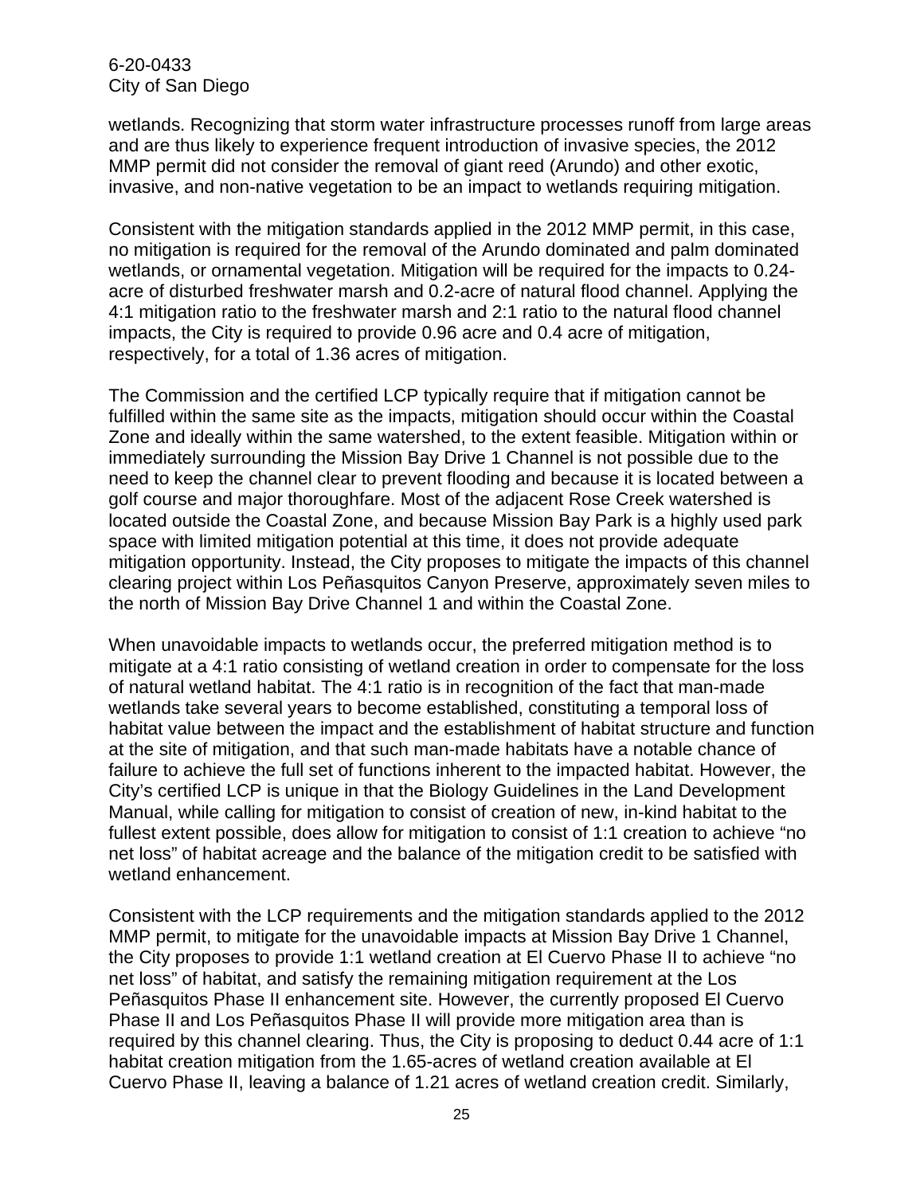wetlands. Recognizing that storm water infrastructure processes runoff from large areas and are thus likely to experience frequent introduction of invasive species, the 2012 MMP permit did not consider the removal of giant reed (Arundo) and other exotic, invasive, and non-native vegetation to be an impact to wetlands requiring mitigation.

Consistent with the mitigation standards applied in the 2012 MMP permit, in this case, no mitigation is required for the removal of the Arundo dominated and palm dominated wetlands, or ornamental vegetation. Mitigation will be required for the impacts to 0.24-acre of disturbed freshwater marsh and 0.2-acre of natural flood channel. Applying the 4:1 mitigation ratio to the freshwater marsh and 2:1 ratio to the natural flood channel impacts, the City is required to provide 0.96 acre and 0.4 acre of mitigation, respectively, for a total of 1.36 acres of mitigation.

The Commission and the certified LCP typically require that if mitigation cannot be fulfilled within the same site as the impacts, mitigation should occur within the Coastal Zone and ideally within the same watershed, to the extent feasible. Mitigation within or immediately surrounding the Mission Bay Drive 1 Channel is not possible due to the need to keep the channel clear to prevent flooding and because it is located between a golf course and major thoroughfare. Most of the adjacent Rose Creek watershed is located outside the Coastal Zone, and because Mission Bay Park is a highly used park space with limited mitigation potential at this time, it does not provide adequate mitigation opportunity. Instead, the City proposes to mitigate the impacts of this channel clearing project within Los Peñasquitos Canyon Preserve, approximately seven miles to the north of Mission Bay Drive Channel 1 and within the Coastal Zone.

When unavoidable impacts to wetlands occur, the preferred mitigation method is to mitigate at a 4:1 ratio consisting of wetland creation in order to compensate for the loss of natural wetland habitat. The 4:1 ratio is in recognition of the fact that man-made wetlands take several years to become established, constituting a temporal loss of habitat value between the impact and the establishment of habitat structure and function at the site of mitigation, and that such man-made habitats have a notable chance of failure to achieve the full set of functions inherent to the impacted habitat. However, the City's certified LCP is unique in that the Biology Guidelines in the Land Development Manual, while calling for mitigation to consist of creation of new, in-kind habitat to the fullest extent possible, does allow for mitigation to consist of 1:1 creation to achieve "no net loss" of habitat acreage and the balance of the mitigation credit to be satisfied with wetland enhancement.

Consistent with the LCP requirements and the mitigation standards applied to the 2012 MMP permit, to mitigate for the unavoidable impacts at Mission Bay Drive 1 Channel, the City proposes to provide 1:1 wetland creation at El Cuervo Phase II to achieve "no net loss" of habitat, and satisfy the remaining mitigation requirement at the Los Peñasquitos Phase II enhancement site. However, the currently proposed El Cuervo Phase II and Los Peñasquitos Phase II will provide more mitigation area than is required by this channel clearing. Thus, the City is proposing to deduct 0.44 acre of 1:1 habitat creation mitigation from the 1.65-acres of wetland creation available at El Cuervo Phase II, leaving a balance of 1.21 acres of wetland creation credit. Similarly,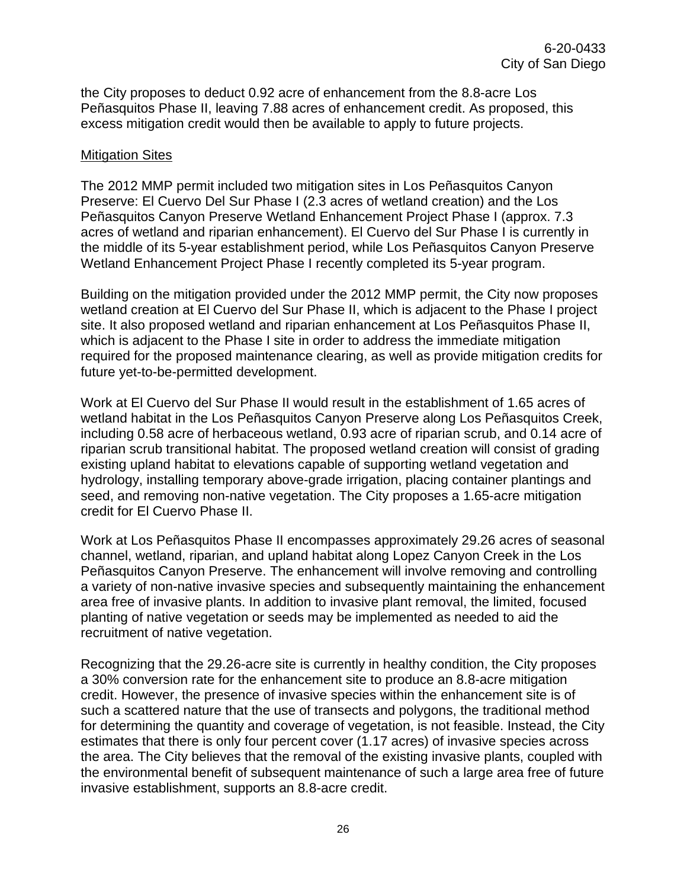the City proposes to deduct 0.92 acre of enhancement from the 8.8-acre Los Peñasquitos Phase II, leaving 7.88 acres of enhancement credit. As proposed, this excess mitigation credit would then be available to apply to future projects.

Mitigation Sites

The 2012 MMP permit included two mitigation sites in Los Peñasquitos Canyon Preserve: El Cuervo Del Sur Phase I (2.3 acres of wetland creation) and the Los Peñasquitos Canyon Preserve Wetland Enhancement Project Phase I (approx. 7.3 acres of wetland and riparian enhancement). El Cuervo del Sur Phase I is currently in the middle of its 5-year establishment period, while Los Peñasquitos Canyon Preserve Wetland Enhancement Project Phase I recently completed its 5-year program.

Building on the mitigation provided under the 2012 MMP permit, the City now proposes wetland creation at El Cuervo del Sur Phase II, which is adjacent to the Phase I project site. It also proposed wetland and riparian enhancement at Los Peñasquitos Phase II, which is adjacent to the Phase I site in order to address the immediate mitigation required for the proposed maintenance clearing, as well as provide mitigation credits for future yet-to-be-permitted development.

Work at El Cuervo del Sur Phase II would result in the establishment of 1.65 acres of wetland habitat in the Los Peñasquitos Canyon Preserve along Los Peñasquitos Creek, including 0.58 acre of herbaceous wetland, 0.93 acre of riparian scrub, and 0.14 acre of riparian scrub transitional habitat. The proposed wetland creation will consist of grading existing upland habitat to elevations capable of supporting wetland vegetation and hydrology, installing temporary above-grade irrigation, placing container plantings and seed, and removing non-native vegetation. The City proposes a 1.65-acre mitigation credit for El Cuervo Phase II.

Work at Los Peñasquitos Phase II encompasses approximately 29.26 acres of seasonal channel, wetland, riparian, and upland habitat along Lopez Canyon Creek in the Los Peñasquitos Canyon Preserve. The enhancement will involve removing and controlling a variety of non-native invasive species and subsequently maintaining the enhancement area free of invasive plants. In addition to invasive plant removal, the limited, focused planting of native vegetation or seeds may be implemented as needed to aid the recruitment of native vegetation.

Recognizing that the 29.26-acre site is currently in healthy condition, the City proposes a 30% conversion rate for the enhancement site to produce an 8.8-acre mitigation credit. However, the presence of invasive species within the enhancement site is of such a scattered nature that the use of transects and polygons, the traditional method for determining the quantity and coverage of vegetation, is not feasible. Instead, the City estimates that there is only four percent cover (1.17 acres) of invasive species across the area. The City believes that the removal of the existing invasive plants, coupled with the environmental benefit of subsequent maintenance of such a large area free of future invasive establishment, supports an 8.8-acre credit.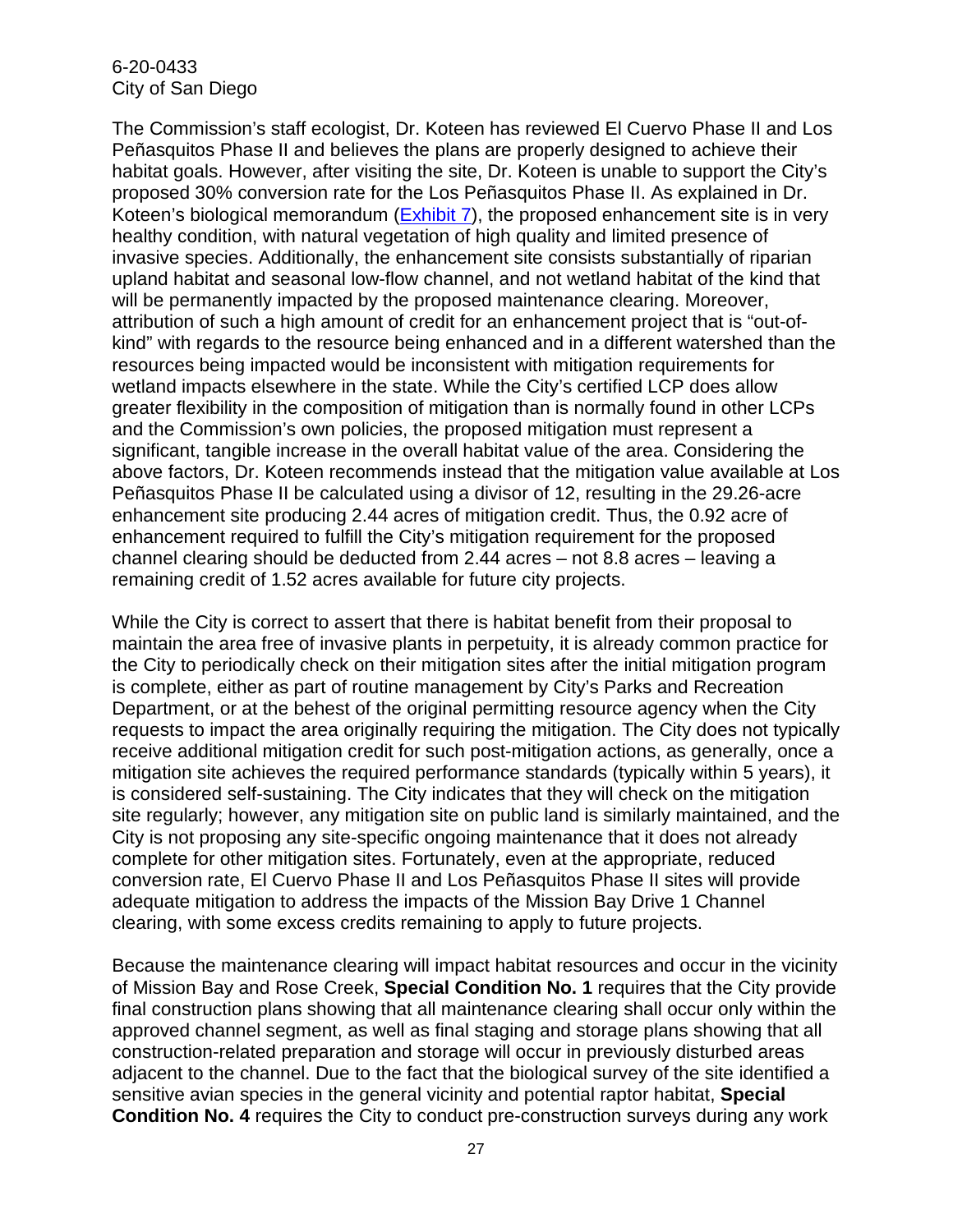The Commission's staff ecologist, Dr. Koteen has reviewed El Cuervo Phase II and Los Peñasquitos Phase II and believes the plans are properly designed to achieve their habitat goals. However, after visiting the site, Dr. Koteen is unable to support the City's proposed 30% conversion rate for the Los Peñasquitos Phase II. As explained in Dr. Koteen's biological memorandum (Exhibit 7), the proposed enhancement site is in very healthy condition, with natural vegetation of high quality and limited presence of invasive species. Additionally, the enhancement site consists substantially of riparian upland habitat and seasonal low-flow channel, and not wetland habitat of the kind that will be permanently impacted by the proposed maintenance clearing. Moreover, attribution of such a high amount of credit for an enhancement project that is "out-of-kind" with regards to the resource being enhanced and in a different watershed than the resources being impacted would be inconsistent with mitigation requirements for wetland impacts elsewhere in the state. While the City's certified LCP does allow greater flexibility in the composition of mitigation than is normally found in other LCPs and the Commission's own policies, the proposed mitigation must represent a significant, tangible increase in the overall habitat value of the area. Considering the above factors, Dr. Koteen recommends instead that the mitigation value available at Los Peñasquitos Phase II be calculated using a divisor of 12, resulting in the 29.26-acre enhancement site producing 2.44 acres of mitigation credit. Thus, the 0.92 acre of enhancement required to fulfill the City's mitigation requirement for the proposed channel clearing should be deducted from 2.44 acres – not 8.8 acres – leaving a remaining credit of 1.52 acres available for future city projects.

While the City is correct to assert that there is habitat benefit from their proposal to maintain the area free of invasive plants in perpetuity, it is already common practice for the City to periodically check on their mitigation sites after the initial mitigation program is complete, either as part of routine management by City's Parks and Recreation Department, or at the behest of the original permitting resource agency when the City requests to impact the area originally requiring the mitigation. The City does not typically receive additional mitigation credit for such post-mitigation actions, as generally, once a mitigation site achieves the required performance standards (typically within 5 years), it is considered self-sustaining. The City indicates that they will check on the mitigation site regularly; however, any mitigation site on public land is similarly maintained, and the City is not proposing any site-specific ongoing maintenance that it does not already complete for other mitigation sites. Fortunately, even at the appropriate, reduced conversion rate, El Cuervo Phase II and Los Peñasquitos Phase II sites will provide adequate mitigation to address the impacts of the Mission Bay Drive 1 Channel clearing, with some excess credits remaining to apply to future projects.

Because the maintenance clearing will impact habitat resources and occur in the vicinity of Mission Bay and Rose Creek, **Special Condition No. 1** requires that the City provide final construction plans showing that all maintenance clearing shall occur only within the approved channel segment, as well as final staging and storage plans showing that all construction-related preparation and storage will occur in previously disturbed areas adjacent to the channel. Due to the fact that the biological survey of the site identified a sensitive avian species in the general vicinity and potential raptor habitat, **Special Condition No. 4** requires the City to conduct pre-construction surveys during any work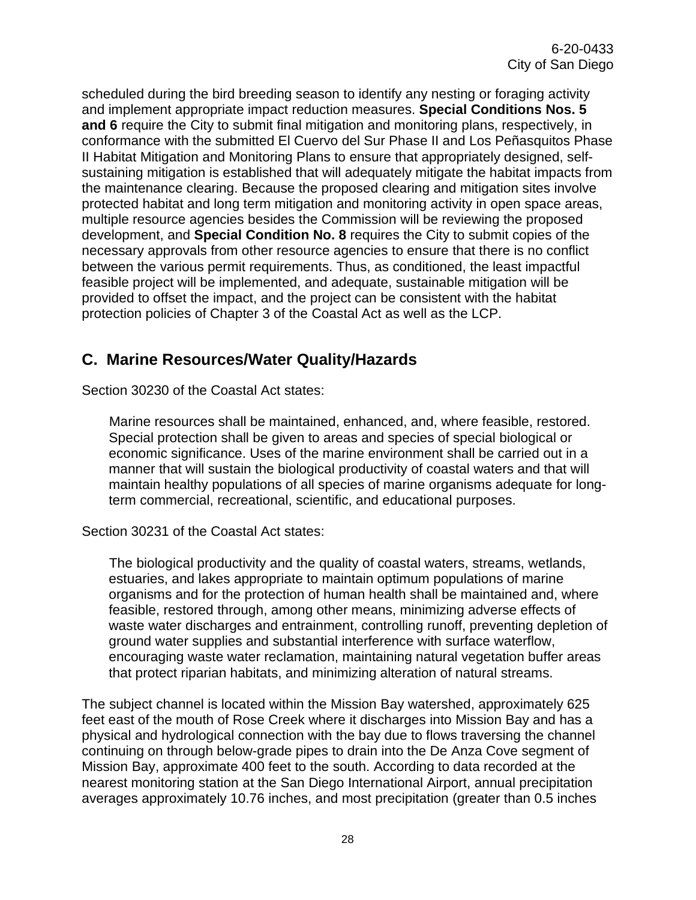scheduled during the bird breeding season to identify any nesting or foraging activity and implement appropriate impact reduction measures. **Special Conditions Nos. 5 and 6** require the City to submit final mitigation and monitoring plans, respectively, in conformance with the submitted El Cuervo del Sur Phase II and Los Peñasquitos Phase II Habitat Mitigation and Monitoring Plans to ensure that appropriately designed, self-sustaining mitigation is established that will adequately mitigate the habitat impacts from the maintenance clearing. Because the proposed clearing and mitigation sites involve protected habitat and long term mitigation and monitoring activity in open space areas, multiple resource agencies besides the Commission will be reviewing the proposed development, and **Special Condition No. 8** requires the City to submit copies of the necessary approvals from other resource agencies to ensure that there is no conflict between the various permit requirements. Thus, as conditioned, the least impactful feasible project will be implemented, and adequate, sustainable mitigation will be provided to offset the impact, and the project can be consistent with the habitat protection policies of Chapter 3 of the Coastal Act as well as the LCP.

## C. Marine Resources/Water Quality/Hazards

Section 30230 of the Coastal Act states:

> Marine resources shall be maintained, enhanced, and, where feasible, restored. Special protection shall be given to areas and species of special biological or economic significance. Uses of the marine environment shall be carried out in a manner that will sustain the biological productivity of coastal waters and that will maintain healthy populations of all species of marine organisms adequate for long-term commercial, recreational, scientific, and educational purposes.

Section 30231 of the Coastal Act states:

> The biological productivity and the quality of coastal waters, streams, wetlands, estuaries, and lakes appropriate to maintain optimum populations of marine organisms and for the protection of human health shall be maintained and, where feasible, restored through, among other means, minimizing adverse effects of waste water discharges and entrainment, controlling runoff, preventing depletion of ground water supplies and substantial interference with surface waterflow, encouraging waste water reclamation, maintaining natural vegetation buffer areas that protect riparian habitats, and minimizing alteration of natural streams.

The subject channel is located within the Mission Bay watershed, approximately 625 feet east of the mouth of Rose Creek where it discharges into Mission Bay and has a physical and hydrological connection with the bay due to flows traversing the channel continuing on through below-grade pipes to drain into the De Anza Cove segment of Mission Bay, approximate 400 feet to the south. According to data recorded at the nearest monitoring station at the San Diego International Airport, annual precipitation averages approximately 10.76 inches, and most precipitation (greater than 0.5 inches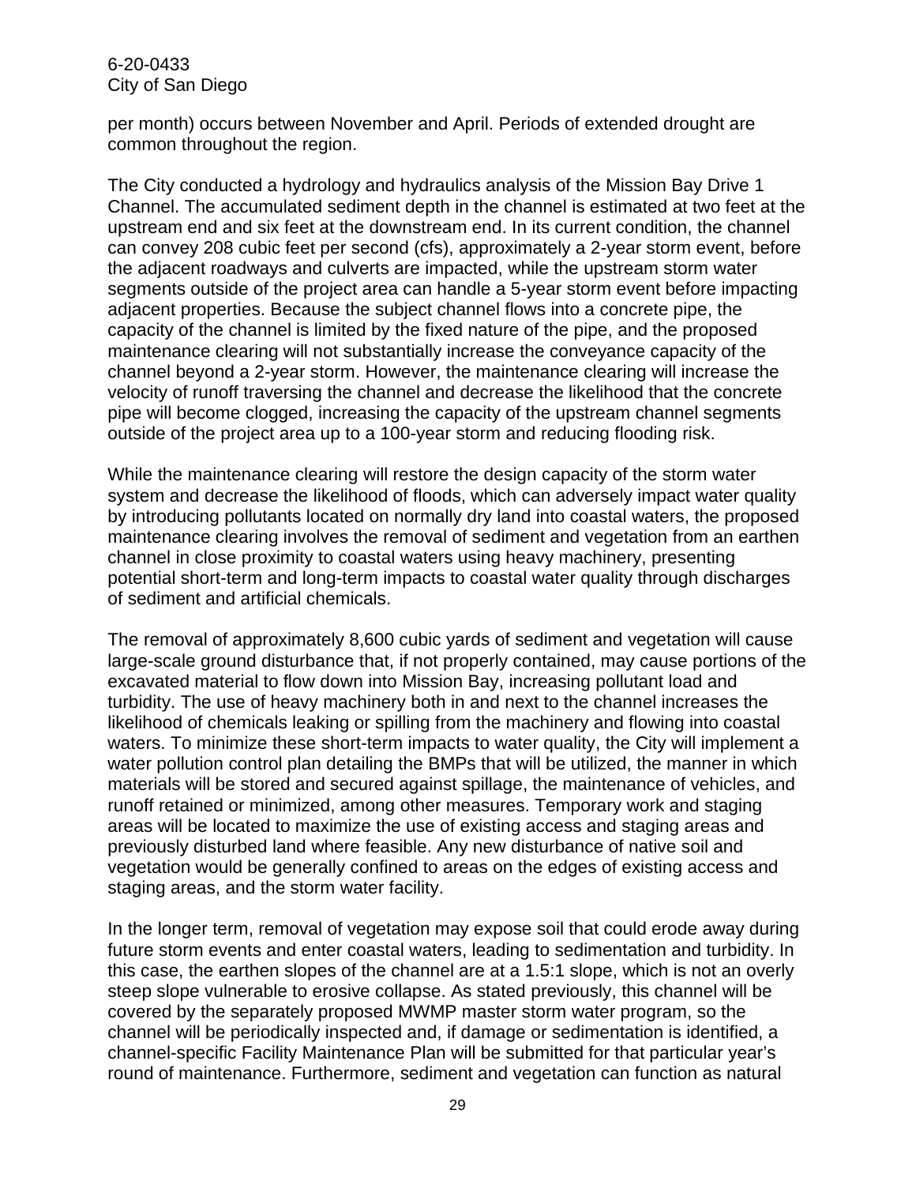per month) occurs between November and April. Periods of extended drought are common throughout the region.

The City conducted a hydrology and hydraulics analysis of the Mission Bay Drive 1 Channel. The accumulated sediment depth in the channel is estimated at two feet at the upstream end and six feet at the downstream end. In its current condition, the channel can convey 208 cubic feet per second (cfs), approximately a 2-year storm event, before the adjacent roadways and culverts are impacted, while the upstream storm water segments outside of the project area can handle a 5-year storm event before impacting adjacent properties. Because the subject channel flows into a concrete pipe, the capacity of the channel is limited by the fixed nature of the pipe, and the proposed maintenance clearing will not substantially increase the conveyance capacity of the channel beyond a 2-year storm. However, the maintenance clearing will increase the velocity of runoff traversing the channel and decrease the likelihood that the concrete pipe will become clogged, increasing the capacity of the upstream channel segments outside of the project area up to a 100-year storm and reducing flooding risk.

While the maintenance clearing will restore the design capacity of the storm water system and decrease the likelihood of floods, which can adversely impact water quality by introducing pollutants located on normally dry land into coastal waters, the proposed maintenance clearing involves the removal of sediment and vegetation from an earthen channel in close proximity to coastal waters using heavy machinery, presenting potential short-term and long-term impacts to coastal water quality through discharges of sediment and artificial chemicals.

The removal of approximately 8,600 cubic yards of sediment and vegetation will cause large-scale ground disturbance that, if not properly contained, may cause portions of the excavated material to flow down into Mission Bay, increasing pollutant load and turbidity. The use of heavy machinery both in and next to the channel increases the likelihood of chemicals leaking or spilling from the machinery and flowing into coastal waters. To minimize these short-term impacts to water quality, the City will implement a water pollution control plan detailing the BMPs that will be utilized, the manner in which materials will be stored and secured against spillage, the maintenance of vehicles, and runoff retained or minimized, among other measures. Temporary work and staging areas will be located to maximize the use of existing access and staging areas and previously disturbed land where feasible. Any new disturbance of native soil and vegetation would be generally confined to areas on the edges of existing access and staging areas, and the storm water facility.

In the longer term, removal of vegetation may expose soil that could erode away during future storm events and enter coastal waters, leading to sedimentation and turbidity. In this case, the earthen slopes of the channel are at a 1.5:1 slope, which is not an overly steep slope vulnerable to erosive collapse. As stated previously, this channel will be covered by the separately proposed MWMP master storm water program, so the channel will be periodically inspected and, if damage or sedimentation is identified, a channel-specific Facility Maintenance Plan will be submitted for that particular year's round of maintenance. Furthermore, sediment and vegetation can function as natural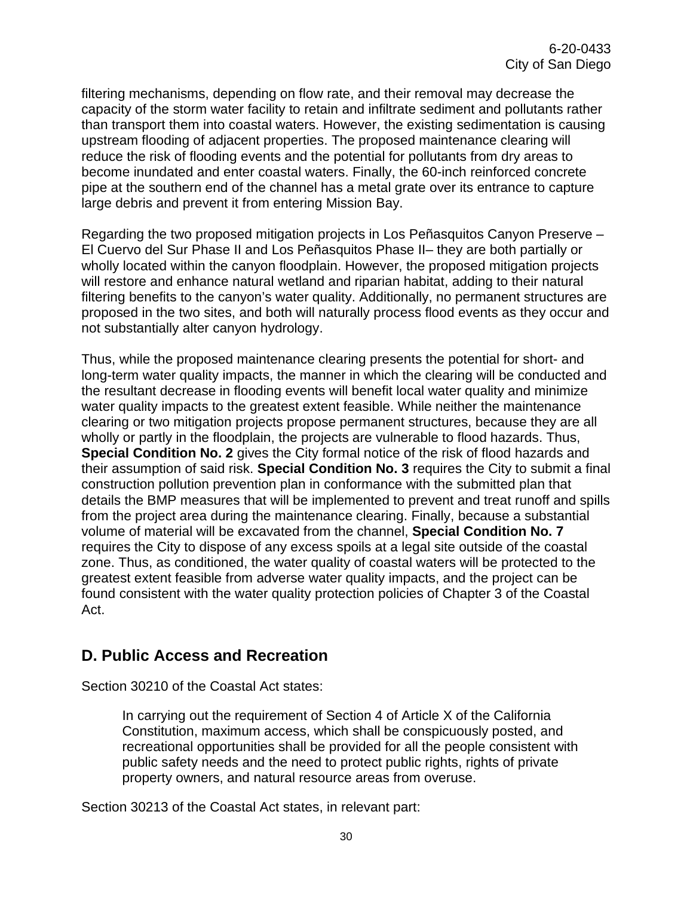filtering mechanisms, depending on flow rate, and their removal may decrease the capacity of the storm water facility to retain and infiltrate sediment and pollutants rather than transport them into coastal waters. However, the existing sedimentation is causing upstream flooding of adjacent properties. The proposed maintenance clearing will reduce the risk of flooding events and the potential for pollutants from dry areas to become inundated and enter coastal waters. Finally, the 60-inch reinforced concrete pipe at the southern end of the channel has a metal grate over its entrance to capture large debris and prevent it from entering Mission Bay.

Regarding the two proposed mitigation projects in Los Peñasquitos Canyon Preserve – El Cuervo del Sur Phase II and Los Peñasquitos Phase II– they are both partially or wholly located within the canyon floodplain. However, the proposed mitigation projects will restore and enhance natural wetland and riparian habitat, adding to their natural filtering benefits to the canyon's water quality. Additionally, no permanent structures are proposed in the two sites, and both will naturally process flood events as they occur and not substantially alter canyon hydrology.

Thus, while the proposed maintenance clearing presents the potential for short- and long-term water quality impacts, the manner in which the clearing will be conducted and the resultant decrease in flooding events will benefit local water quality and minimize water quality impacts to the greatest extent feasible. While neither the maintenance clearing or two mitigation projects propose permanent structures, because they are all wholly or partly in the floodplain, the projects are vulnerable to flood hazards. Thus, **Special Condition No. 2** gives the City formal notice of the risk of flood hazards and their assumption of said risk. **Special Condition No. 3** requires the City to submit a final construction pollution prevention plan in conformance with the submitted plan that details the BMP measures that will be implemented to prevent and treat runoff and spills from the project area during the maintenance clearing. Finally, because a substantial volume of material will be excavated from the channel, **Special Condition No. 7** requires the City to dispose of any excess spoils at a legal site outside of the coastal zone. Thus, as conditioned, the water quality of coastal waters will be protected to the greatest extent feasible from adverse water quality impacts, and the project can be found consistent with the water quality protection policies of Chapter 3 of the Coastal Act.

## D. Public Access and Recreation

Section 30210 of the Coastal Act states:

> In carrying out the requirement of Section 4 of Article X of the California Constitution, maximum access, which shall be conspicuously posted, and recreational opportunities shall be provided for all the people consistent with public safety needs and the need to protect public rights, rights of private property owners, and natural resource areas from overuse.

Section 30213 of the Coastal Act states, in relevant part: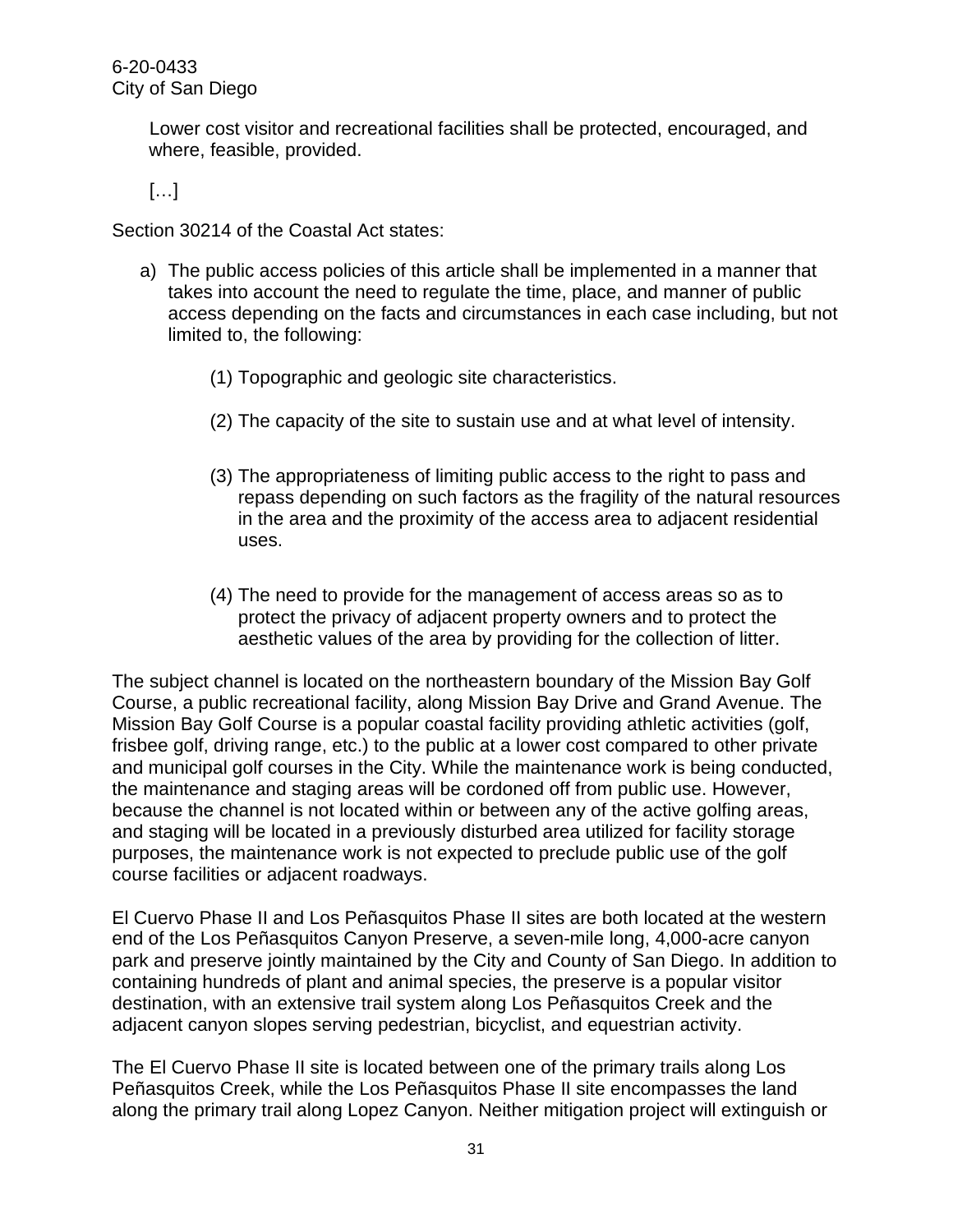> Lower cost visitor and recreational facilities shall be protected, encouraged, and where, feasible, provided.
>
> […]

Section 30214 of the Coastal Act states:

> a) The public access policies of this article shall be implemented in a manner that takes into account the need to regulate the time, place, and manner of public access depending on the facts and circumstances in each case including, but not limited to, the following:
>
> (1) Topographic and geologic site characteristics.
>
> (2) The capacity of the site to sustain use and at what level of intensity.
>
> (3) The appropriateness of limiting public access to the right to pass and repass depending on such factors as the fragility of the natural resources in the area and the proximity of the access area to adjacent residential uses.
>
> (4) The need to provide for the management of access areas so as to protect the privacy of adjacent property owners and to protect the aesthetic values of the area by providing for the collection of litter.

The subject channel is located on the northeastern boundary of the Mission Bay Golf Course, a public recreational facility, along Mission Bay Drive and Grand Avenue. The Mission Bay Golf Course is a popular coastal facility providing athletic activities (golf, frisbee golf, driving range, etc.) to the public at a lower cost compared to other private and municipal golf courses in the City. While the maintenance work is being conducted, the maintenance and staging areas will be cordoned off from public use. However, because the channel is not located within or between any of the active golfing areas, and staging will be located in a previously disturbed area utilized for facility storage purposes, the maintenance work is not expected to preclude public use of the golf course facilities or adjacent roadways.

El Cuervo Phase II and Los Peñasquitos Phase II sites are both located at the western end of the Los Peñasquitos Canyon Preserve, a seven-mile long, 4,000-acre canyon park and preserve jointly maintained by the City and County of San Diego. In addition to containing hundreds of plant and animal species, the preserve is a popular visitor destination, with an extensive trail system along Los Peñasquitos Creek and the adjacent canyon slopes serving pedestrian, bicyclist, and equestrian activity.

The El Cuervo Phase II site is located between one of the primary trails along Los Peñasquitos Creek, while the Los Peñasquitos Phase II site encompasses the land along the primary trail along Lopez Canyon. Neither mitigation project will extinguish or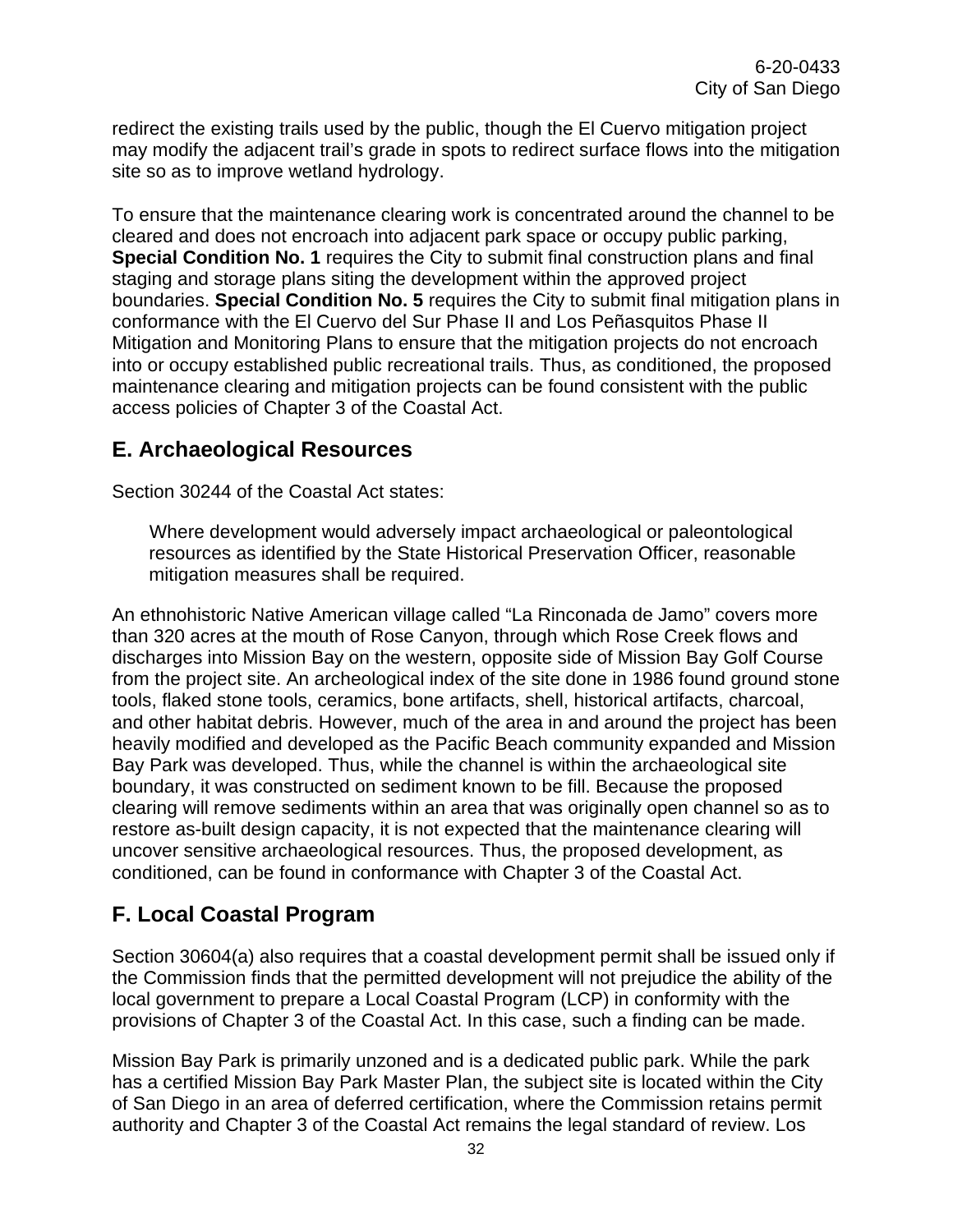redirect the existing trails used by the public, though the El Cuervo mitigation project may modify the adjacent trail's grade in spots to redirect surface flows into the mitigation site so as to improve wetland hydrology.

To ensure that the maintenance clearing work is concentrated around the channel to be cleared and does not encroach into adjacent park space or occupy public parking, **Special Condition No. 1** requires the City to submit final construction plans and final staging and storage plans siting the development within the approved project boundaries. **Special Condition No. 5** requires the City to submit final mitigation plans in conformance with the El Cuervo del Sur Phase II and Los Peñasquitos Phase II Mitigation and Monitoring Plans to ensure that the mitigation projects do not encroach into or occupy established public recreational trails. Thus, as conditioned, the proposed maintenance clearing and mitigation projects can be found consistent with the public access policies of Chapter 3 of the Coastal Act.

## E. Archaeological Resources

Section 30244 of the Coastal Act states:

> Where development would adversely impact archaeological or paleontological resources as identified by the State Historical Preservation Officer, reasonable mitigation measures shall be required.

An ethnohistoric Native American village called "La Rinconada de Jamo" covers more than 320 acres at the mouth of Rose Canyon, through which Rose Creek flows and discharges into Mission Bay on the western, opposite side of Mission Bay Golf Course from the project site. An archeological index of the site done in 1986 found ground stone tools, flaked stone tools, ceramics, bone artifacts, shell, historical artifacts, charcoal, and other habitat debris. However, much of the area in and around the project has been heavily modified and developed as the Pacific Beach community expanded and Mission Bay Park was developed. Thus, while the channel is within the archaeological site boundary, it was constructed on sediment known to be fill. Because the proposed clearing will remove sediments within an area that was originally open channel so as to restore as-built design capacity, it is not expected that the maintenance clearing will uncover sensitive archaeological resources. Thus, the proposed development, as conditioned, can be found in conformance with Chapter 3 of the Coastal Act.

## F. Local Coastal Program

Section 30604(a) also requires that a coastal development permit shall be issued only if the Commission finds that the permitted development will not prejudice the ability of the local government to prepare a Local Coastal Program (LCP) in conformity with the provisions of Chapter 3 of the Coastal Act. In this case, such a finding can be made.

Mission Bay Park is primarily unzoned and is a dedicated public park. While the park has a certified Mission Bay Park Master Plan, the subject site is located within the City of San Diego in an area of deferred certification, where the Commission retains permit authority and Chapter 3 of the Coastal Act remains the legal standard of review. Los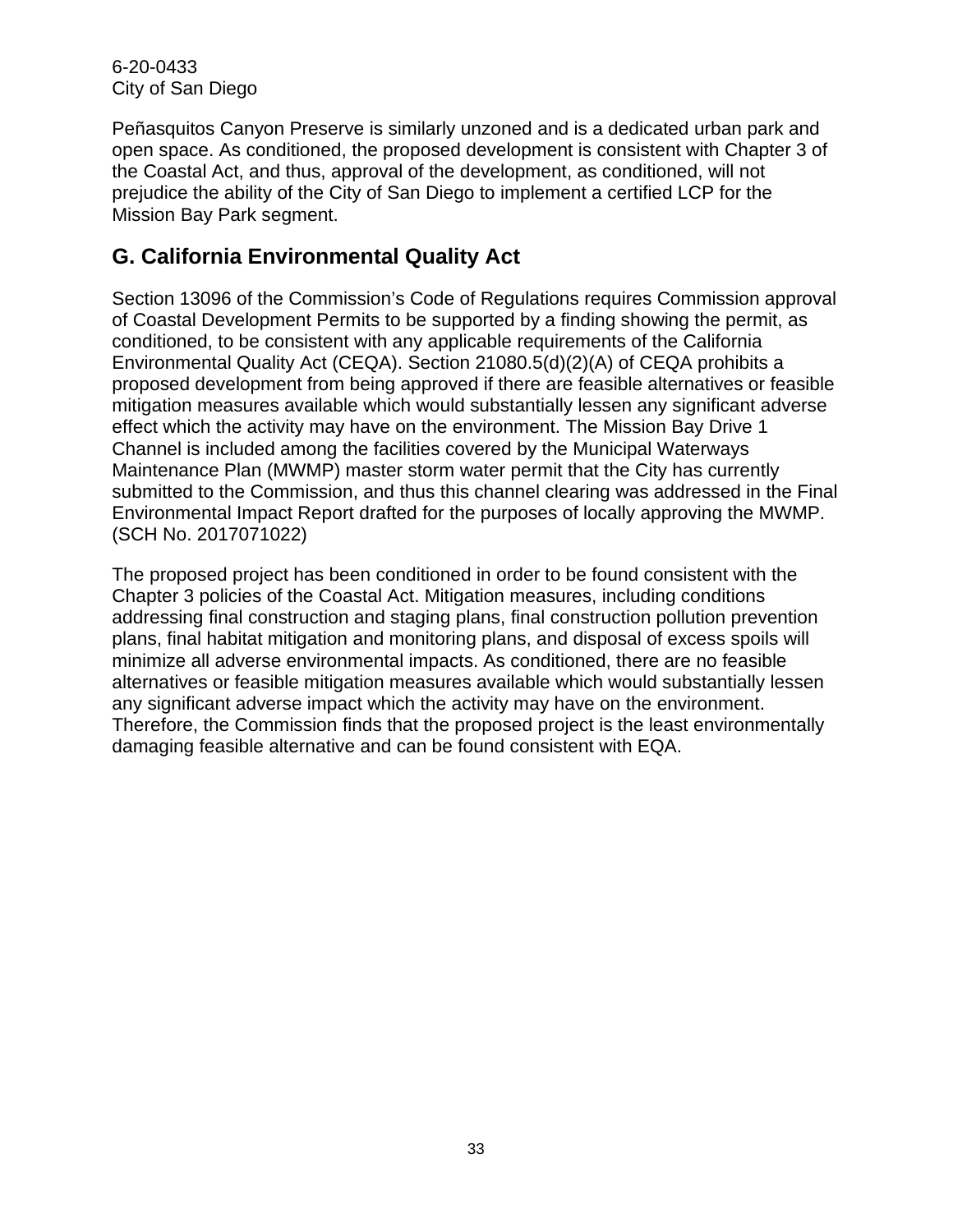Peñasquitos Canyon Preserve is similarly unzoned and is a dedicated urban park and open space. As conditioned, the proposed development is consistent with Chapter 3 of the Coastal Act, and thus, approval of the development, as conditioned, will not prejudice the ability of the City of San Diego to implement a certified LCP for the Mission Bay Park segment.

## G. California Environmental Quality Act

Section 13096 of the Commission's Code of Regulations requires Commission approval of Coastal Development Permits to be supported by a finding showing the permit, as conditioned, to be consistent with any applicable requirements of the California Environmental Quality Act (CEQA). Section 21080.5(d)(2)(A) of CEQA prohibits a proposed development from being approved if there are feasible alternatives or feasible mitigation measures available which would substantially lessen any significant adverse effect which the activity may have on the environment. The Mission Bay Drive 1 Channel is included among the facilities covered by the Municipal Waterways Maintenance Plan (MWMP) master storm water permit that the City has currently submitted to the Commission, and thus this channel clearing was addressed in the Final Environmental Impact Report drafted for the purposes of locally approving the MWMP. (SCH No. 2017071022)

The proposed project has been conditioned in order to be found consistent with the Chapter 3 policies of the Coastal Act. Mitigation measures, including conditions addressing final construction and staging plans, final construction pollution prevention plans, final habitat mitigation and monitoring plans, and disposal of excess spoils will minimize all adverse environmental impacts. As conditioned, there are no feasible alternatives or feasible mitigation measures available which would substantially lessen any significant adverse impact which the activity may have on the environment. Therefore, the Commission finds that the proposed project is the least environmentally damaging feasible alternative and can be found consistent with EQA.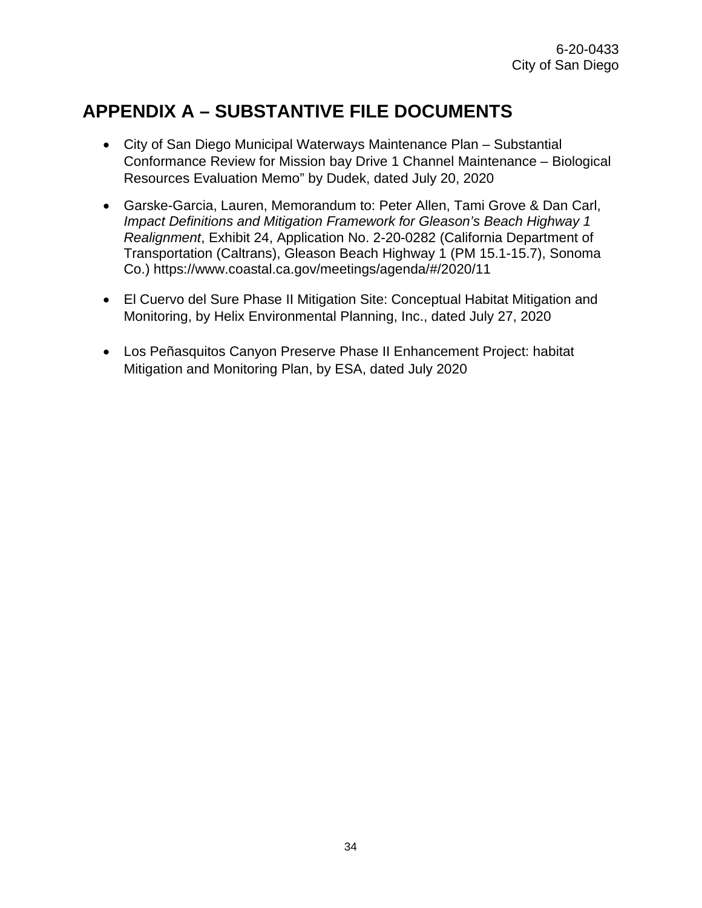# APPENDIX A – SUBSTANTIVE FILE DOCUMENTS

- City of San Diego Municipal Waterways Maintenance Plan – Substantial Conformance Review for Mission bay Drive 1 Channel Maintenance – Biological Resources Evaluation Memo" by Dudek, dated July 20, 2020
- Garske-Garcia, Lauren, Memorandum to: Peter Allen, Tami Grove & Dan Carl, *Impact Definitions and Mitigation Framework for Gleason's Beach Highway 1 Realignment*, Exhibit 24, Application No. 2-20-0282 (California Department of Transportation (Caltrans), Gleason Beach Highway 1 (PM 15.1-15.7), Sonoma Co.) https://www.coastal.ca.gov/meetings/agenda/#/2020/11
- El Cuervo del Sure Phase II Mitigation Site: Conceptual Habitat Mitigation and Monitoring, by Helix Environmental Planning, Inc., dated July 27, 2020
- Los Peñasquitos Canyon Preserve Phase II Enhancement Project: habitat Mitigation and Monitoring Plan, by ESA, dated July 2020